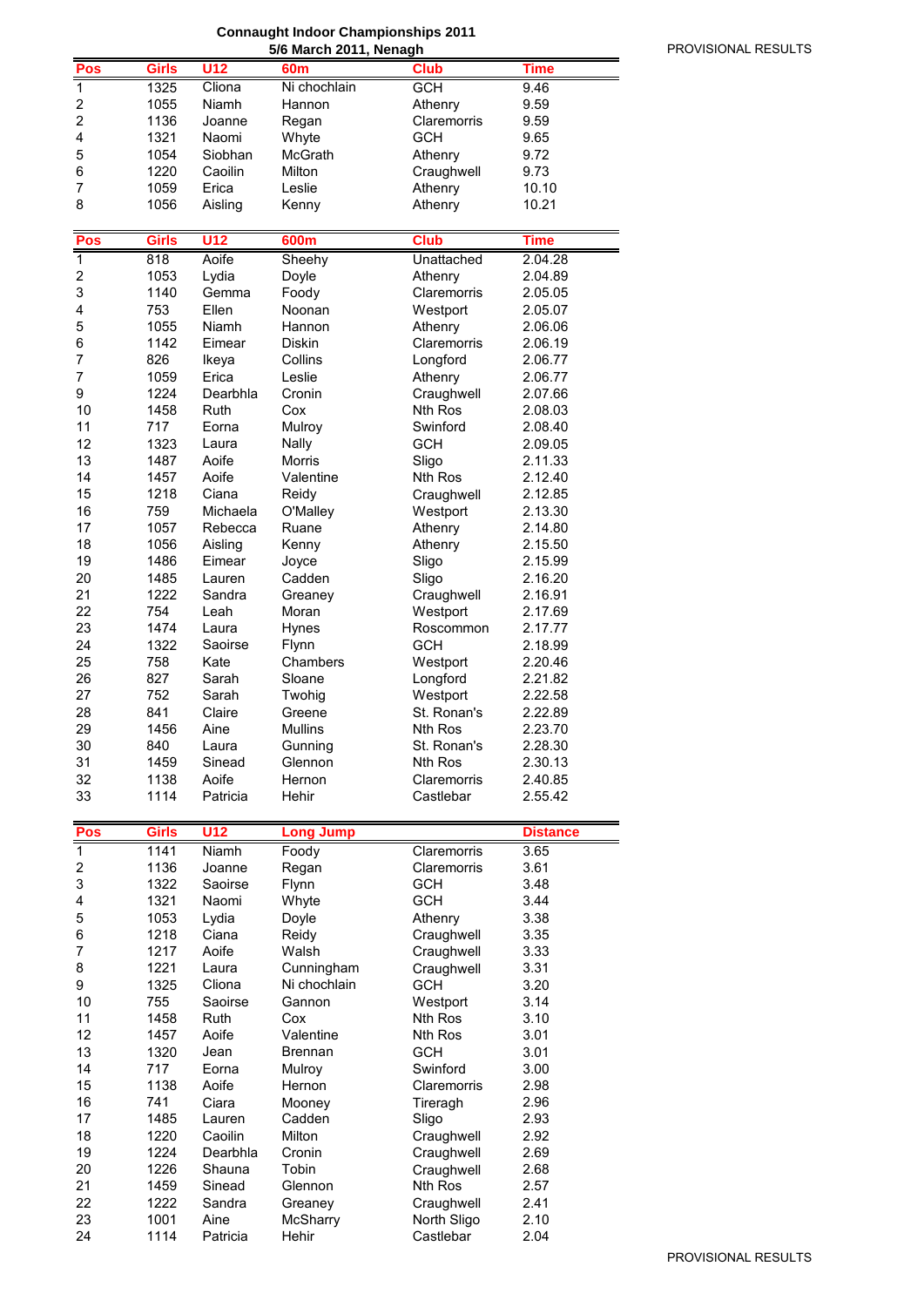**Connaught Indoor Championships 2011**
**5/6 March 2011, Nenagh**

PROVISIONAL RESULTS

| Pos | Girls | U12 | 60m | Club | Time |
|---|---|---|---|---|---|
| 1 | 1325 | Cliona | Ni chochlain | GCH | 9.46 |
| 2 | 1055 | Niamh | Hannon | Athenry | 9.59 |
| 2 | 1136 | Joanne | Regan | Claremorris | 9.59 |
| 4 | 1321 | Naomi | Whyte | GCH | 9.65 |
| 5 | 1054 | Siobhan | McGrath | Athenry | 9.72 |
| 6 | 1220 | Caoilin | Milton | Craughwell | 9.73 |
| 7 | 1059 | Erica | Leslie | Athenry | 10.10 |
| 8 | 1056 | Aisling | Kenny | Athenry | 10.21 |

| Pos | Girls | U12 | 600m | Club | Time |
|---|---|---|---|---|---|
| 1 | 818 | Aoife | Sheehy | Unattached | 2.04.28 |
| 2 | 1053 | Lydia | Doyle | Athenry | 2.04.89 |
| 3 | 1140 | Gemma | Foody | Claremorris | 2.05.05 |
| 4 | 753 | Ellen | Noonan | Westport | 2.05.07 |
| 5 | 1055 | Niamh | Hannon | Athenry | 2.06.06 |
| 6 | 1142 | Eimear | Diskin | Claremorris | 2.06.19 |
| 7 | 826 | Ikeya | Collins | Longford | 2.06.77 |
| 7 | 1059 | Erica | Leslie | Athenry | 2.06.77 |
| 9 | 1224 | Dearbhla | Cronin | Craughwell | 2.07.66 |
| 10 | 1458 | Ruth | Cox | Nth Ros | 2.08.03 |
| 11 | 717 | Eorna | Mulroy | Swinford | 2.08.40 |
| 12 | 1323 | Laura | Nally | GCH | 2.09.05 |
| 13 | 1487 | Aoife | Morris | Sligo | 2.11.33 |
| 14 | 1457 | Aoife | Valentine | Nth Ros | 2.12.40 |
| 15 | 1218 | Ciana | Reidy | Craughwell | 2.12.85 |
| 16 | 759 | Michaela | O'Malley | Westport | 2.13.30 |
| 17 | 1057 | Rebecca | Ruane | Athenry | 2.14.80 |
| 18 | 1056 | Aisling | Kenny | Athenry | 2.15.50 |
| 19 | 1486 | Eimear | Joyce | Sligo | 2.15.99 |
| 20 | 1485 | Lauren | Cadden | Sligo | 2.16.20 |
| 21 | 1222 | Sandra | Greaney | Craughwell | 2.16.91 |
| 22 | 754 | Leah | Moran | Westport | 2.17.69 |
| 23 | 1474 | Laura | Hynes | Roscommon | 2.17.77 |
| 24 | 1322 | Saoirse | Flynn | GCH | 2.18.99 |
| 25 | 758 | Kate | Chambers | Westport | 2.20.46 |
| 26 | 827 | Sarah | Sloane | Longford | 2.21.82 |
| 27 | 752 | Sarah | Twohig | Westport | 2.22.58 |
| 28 | 841 | Claire | Greene | St. Ronan's | 2.22.89 |
| 29 | 1456 | Aine | Mullins | Nth Ros | 2.23.70 |
| 30 | 840 | Laura | Gunning | St. Ronan's | 2.28.30 |
| 31 | 1459 | Sinead | Glennon | Nth Ros | 2.30.13 |
| 32 | 1138 | Aoife | Hernon | Claremorris | 2.40.85 |
| 33 | 1114 | Patricia | Hehir | Castlebar | 2.55.42 |

| Pos | Girls | U12 | Long Jump | | Distance |
|---|---|---|---|---|---|
| 1 | 1141 | Niamh | Foody | Claremorris | 3.65 |
| 2 | 1136 | Joanne | Regan | Claremorris | 3.61 |
| 3 | 1322 | Saoirse | Flynn | GCH | 3.48 |
| 4 | 1321 | Naomi | Whyte | GCH | 3.44 |
| 5 | 1053 | Lydia | Doyle | Athenry | 3.38 |
| 6 | 1218 | Ciana | Reidy | Craughwell | 3.35 |
| 7 | 1217 | Aoife | Walsh | Craughwell | 3.33 |
| 8 | 1221 | Laura | Cunningham | Craughwell | 3.31 |
| 9 | 1325 | Cliona | Ni chochlain | GCH | 3.20 |
| 10 | 755 | Saoirse | Gannon | Westport | 3.14 |
| 11 | 1458 | Ruth | Cox | Nth Ros | 3.10 |
| 12 | 1457 | Aoife | Valentine | Nth Ros | 3.01 |
| 13 | 1320 | Jean | Brennan | GCH | 3.01 |
| 14 | 717 | Eorna | Mulroy | Swinford | 3.00 |
| 15 | 1138 | Aoife | Hernon | Claremorris | 2.98 |
| 16 | 741 | Ciara | Mooney | Tireragh | 2.96 |
| 17 | 1485 | Lauren | Cadden | Sligo | 2.93 |
| 18 | 1220 | Caoilin | Milton | Craughwell | 2.92 |
| 19 | 1224 | Dearbhla | Cronin | Craughwell | 2.69 |
| 20 | 1226 | Shauna | Tobin | Craughwell | 2.68 |
| 21 | 1459 | Sinead | Glennon | Nth Ros | 2.57 |
| 22 | 1222 | Sandra | Greaney | Craughwell | 2.41 |
| 23 | 1001 | Aine | McSharry | North Sligo | 2.10 |
| 24 | 1114 | Patricia | Hehir | Castlebar | 2.04 |

PROVISIONAL RESULTS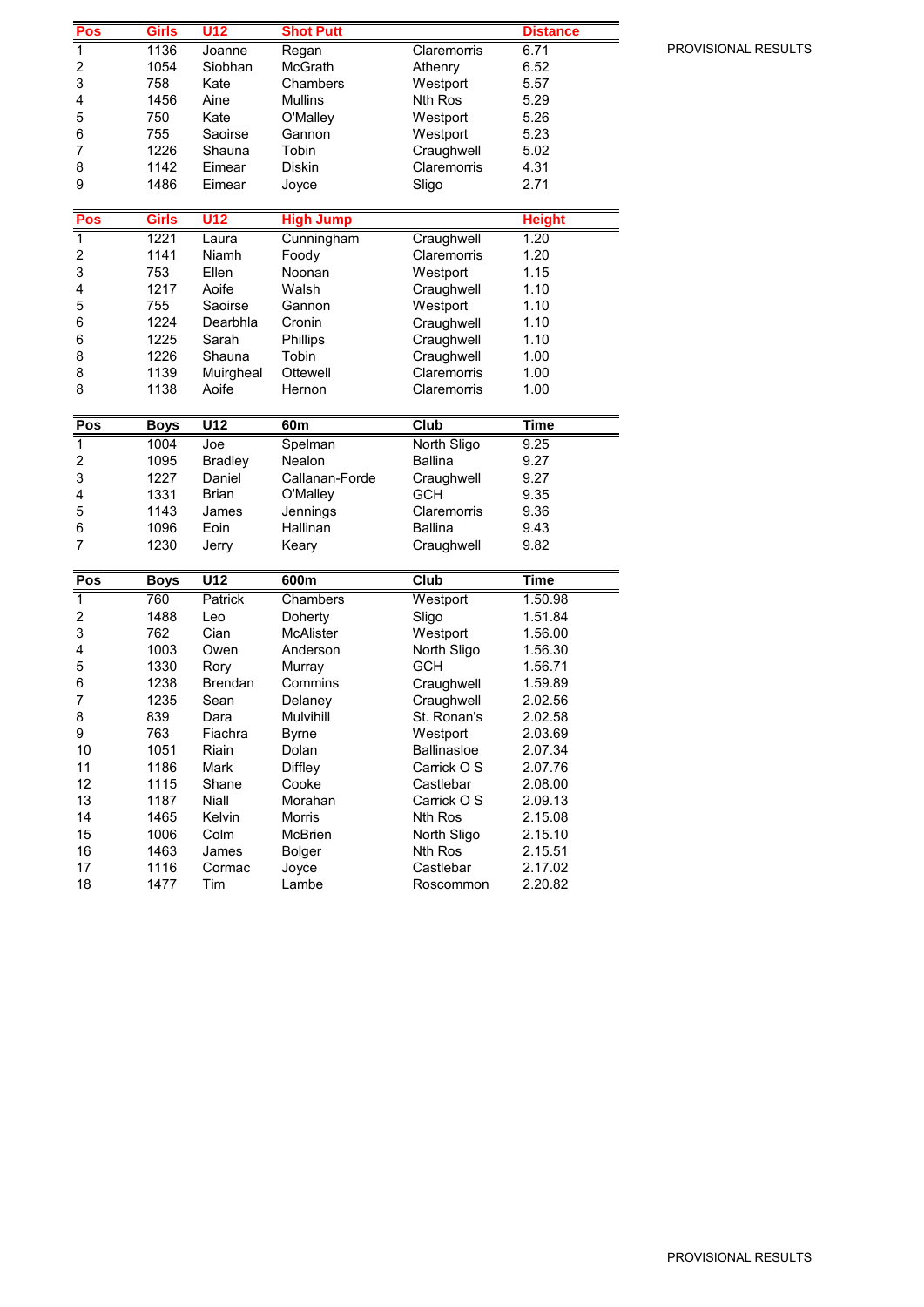PROVISIONAL RESULTS

| Pos | Girls | U12 | Shot Putt | | Distance |
|---|---|---|---|---|---|
| 1 | 1136 | Joanne | Regan | Claremorris | 6.71 |
| 2 | 1054 | Siobhan | McGrath | Athenry | 6.52 |
| 3 | 758 | Kate | Chambers | Westport | 5.57 |
| 4 | 1456 | Aine | Mullins | Nth Ros | 5.29 |
| 5 | 750 | Kate | O'Malley | Westport | 5.26 |
| 6 | 755 | Saoirse | Gannon | Westport | 5.23 |
| 7 | 1226 | Shauna | Tobin | Craughwell | 5.02 |
| 8 | 1142 | Eimear | Diskin | Claremorris | 4.31 |
| 9 | 1486 | Eimear | Joyce | Sligo | 2.71 |

| Pos | Girls | U12 | High Jump | | Height |
|---|---|---|---|---|---|
| 1 | 1221 | Laura | Cunningham | Craughwell | 1.20 |
| 2 | 1141 | Niamh | Foody | Claremorris | 1.20 |
| 3 | 753 | Ellen | Noonan | Westport | 1.15 |
| 4 | 1217 | Aoife | Walsh | Craughwell | 1.10 |
| 5 | 755 | Saoirse | Gannon | Westport | 1.10 |
| 6 | 1224 | Dearbhla | Cronin | Craughwell | 1.10 |
| 6 | 1225 | Sarah | Phillips | Craughwell | 1.10 |
| 8 | 1226 | Shauna | Tobin | Craughwell | 1.00 |
| 8 | 1139 | Muirgheal | Ottewell | Claremorris | 1.00 |
| 8 | 1138 | Aoife | Hernon | Claremorris | 1.00 |

| Pos | Boys | U12 | 60m | Club | Time |
|---|---|---|---|---|---|
| 1 | 1004 | Joe | Spelman | North Sligo | 9.25 |
| 2 | 1095 | Bradley | Nealon | Ballina | 9.27 |
| 3 | 1227 | Daniel | Callanan-Forde | Craughwell | 9.27 |
| 4 | 1331 | Brian | O'Malley | GCH | 9.35 |
| 5 | 1143 | James | Jennings | Claremorris | 9.36 |
| 6 | 1096 | Eoin | Hallinan | Ballina | 9.43 |
| 7 | 1230 | Jerry | Keary | Craughwell | 9.82 |

| Pos | Boys | U12 | 600m | Club | Time |
|---|---|---|---|---|---|
| 1 | 760 | Patrick | Chambers | Westport | 1.50.98 |
| 2 | 1488 | Leo | Doherty | Sligo | 1.51.84 |
| 3 | 762 | Cian | McAlister | Westport | 1.56.00 |
| 4 | 1003 | Owen | Anderson | North Sligo | 1.56.30 |
| 5 | 1330 | Rory | Murray | GCH | 1.56.71 |
| 6 | 1238 | Brendan | Commins | Craughwell | 1.59.89 |
| 7 | 1235 | Sean | Delaney | Craughwell | 2.02.56 |
| 8 | 839 | Dara | Mulvihill | St. Ronan's | 2.02.58 |
| 9 | 763 | Fiachra | Byrne | Westport | 2.03.69 |
| 10 | 1051 | Riain | Dolan | Ballinasloe | 2.07.34 |
| 11 | 1186 | Mark | Diffley | Carrick O S | 2.07.76 |
| 12 | 1115 | Shane | Cooke | Castlebar | 2.08.00 |
| 13 | 1187 | Niall | Morahan | Carrick O S | 2.09.13 |
| 14 | 1465 | Kelvin | Morris | Nth Ros | 2.15.08 |
| 15 | 1006 | Colm | McBrien | North Sligo | 2.15.10 |
| 16 | 1463 | James | Bolger | Nth Ros | 2.15.51 |
| 17 | 1116 | Cormac | Joyce | Castlebar | 2.17.02 |
| 18 | 1477 | Tim | Lambe | Roscommon | 2.20.82 |

PROVISIONAL RESULTS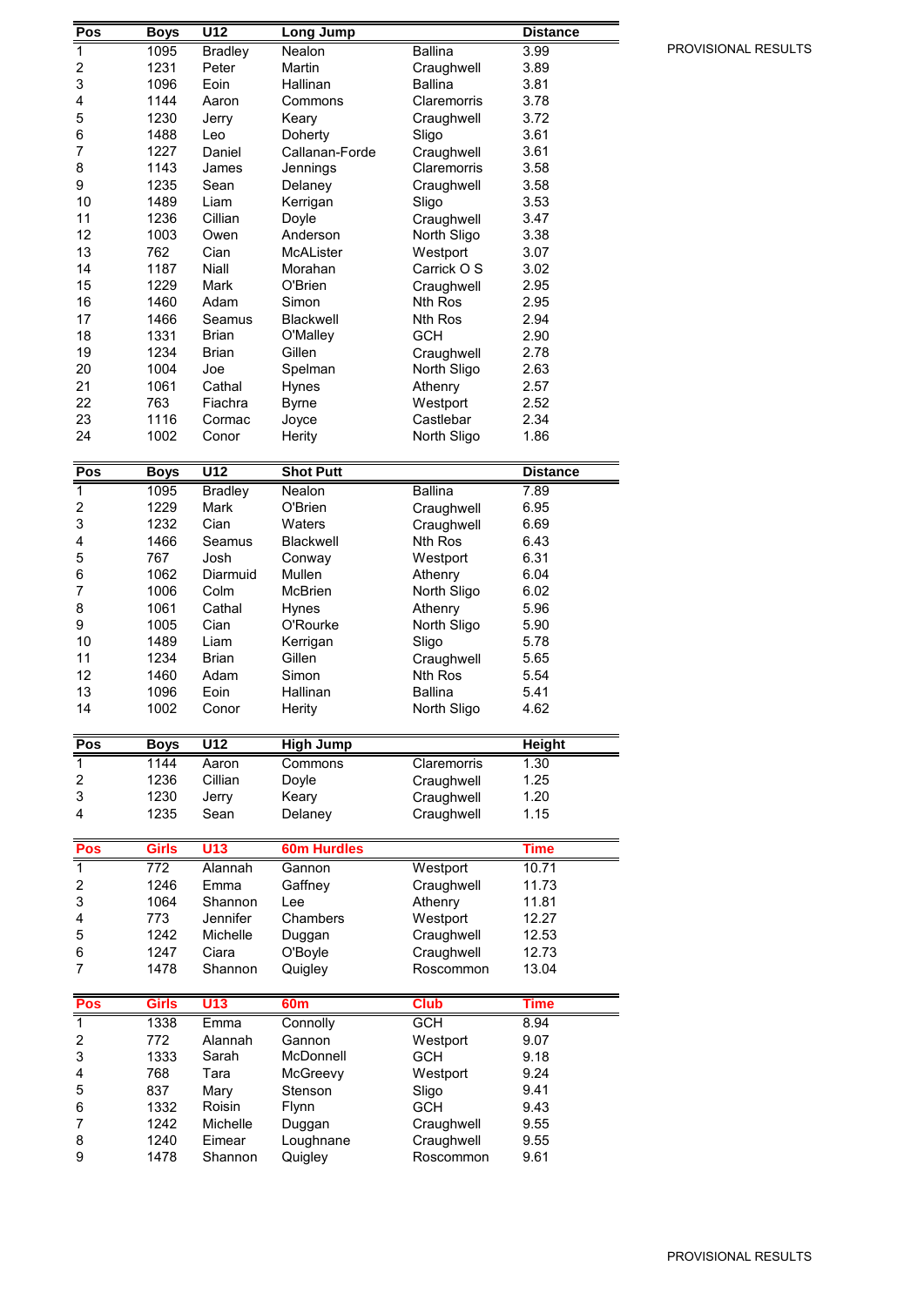PROVISIONAL RESULTS

| Pos | Boys | U12 | Long Jump | | Distance |
|---|---|---|---|---|---|
| 1 | 1095 | Bradley | Nealon | Ballina | 3.99 |
| 2 | 1231 | Peter | Martin | Craughwell | 3.89 |
| 3 | 1096 | Eoin | Hallinan | Ballina | 3.81 |
| 4 | 1144 | Aaron | Commons | Claremorris | 3.78 |
| 5 | 1230 | Jerry | Keary | Craughwell | 3.72 |
| 6 | 1488 | Leo | Doherty | Sligo | 3.61 |
| 7 | 1227 | Daniel | Callanan-Forde | Craughwell | 3.61 |
| 8 | 1143 | James | Jennings | Claremorris | 3.58 |
| 9 | 1235 | Sean | Delaney | Craughwell | 3.58 |
| 10 | 1489 | Liam | Kerrigan | Sligo | 3.53 |
| 11 | 1236 | Cillian | Doyle | Craughwell | 3.47 |
| 12 | 1003 | Owen | Anderson | North Sligo | 3.38 |
| 13 | 762 | Cian | McAlister | Westport | 3.07 |
| 14 | 1187 | Niall | Morahan | Carrick O S | 3.02 |
| 15 | 1229 | Mark | O'Brien | Craughwell | 2.95 |
| 16 | 1460 | Adam | Simon | Nth Ros | 2.95 |
| 17 | 1466 | Seamus | Blackwell | Nth Ros | 2.94 |
| 18 | 1331 | Brian | O'Malley | GCH | 2.90 |
| 19 | 1234 | Brian | Gillen | Craughwell | 2.78 |
| 20 | 1004 | Joe | Spelman | North Sligo | 2.63 |
| 21 | 1061 | Cathal | Hynes | Athenry | 2.57 |
| 22 | 763 | Fiachra | Byrne | Westport | 2.52 |
| 23 | 1116 | Cormac | Joyce | Castlebar | 2.34 |
| 24 | 1002 | Conor | Herity | North Sligo | 1.86 |

| Pos | Boys | U12 | Shot Putt | | Distance |
|---|---|---|---|---|---|
| 1 | 1095 | Bradley | Nealon | Ballina | 7.89 |
| 2 | 1229 | Mark | O'Brien | Craughwell | 6.95 |
| 3 | 1232 | Cian | Waters | Craughwell | 6.69 |
| 4 | 1466 | Seamus | Blackwell | Nth Ros | 6.43 |
| 5 | 767 | Josh | Conway | Westport | 6.31 |
| 6 | 1062 | Diarmuid | Mullen | Athenry | 6.04 |
| 7 | 1006 | Colm | McBrien | North Sligo | 6.02 |
| 8 | 1061 | Cathal | Hynes | Athenry | 5.96 |
| 9 | 1005 | Cian | O'Rourke | North Sligo | 5.90 |
| 10 | 1489 | Liam | Kerrigan | Sligo | 5.78 |
| 11 | 1234 | Brian | Gillen | Craughwell | 5.65 |
| 12 | 1460 | Adam | Simon | Nth Ros | 5.54 |
| 13 | 1096 | Eoin | Hallinan | Ballina | 5.41 |
| 14 | 1002 | Conor | Herity | North Sligo | 4.62 |

| Pos | Boys | U12 | High Jump | | Height |
|---|---|---|---|---|---|
| 1 | 1144 | Aaron | Commons | Claremorris | 1.30 |
| 2 | 1236 | Cillian | Doyle | Craughwell | 1.25 |
| 3 | 1230 | Jerry | Keary | Craughwell | 1.20 |
| 4 | 1235 | Sean | Delaney | Craughwell | 1.15 |

| Pos | Girls | U13 | 60m Hurdles | | Time |
|---|---|---|---|---|---|
| 1 | 772 | Alannah | Gannon | Westport | 10.71 |
| 2 | 1246 | Emma | Gaffney | Craughwell | 11.73 |
| 3 | 1064 | Shannon | Lee | Athenry | 11.81 |
| 4 | 773 | Jennifer | Chambers | Westport | 12.27 |
| 5 | 1242 | Michelle | Duggan | Craughwell | 12.53 |
| 6 | 1247 | Ciara | O'Boyle | Craughwell | 12.73 |
| 7 | 1478 | Shannon | Quigley | Roscommon | 13.04 |

| Pos | Girls | U13 | 60m | Club | Time |
|---|---|---|---|---|---|
| 1 | 1338 | Emma | Connolly | GCH | 8.94 |
| 2 | 772 | Alannah | Gannon | Westport | 9.07 |
| 3 | 1333 | Sarah | McDonnell | GCH | 9.18 |
| 4 | 768 | Tara | McGreevy | Westport | 9.24 |
| 5 | 837 | Mary | Stenson | Sligo | 9.41 |
| 6 | 1332 | Roisin | Flynn | GCH | 9.43 |
| 7 | 1242 | Michelle | Duggan | Craughwell | 9.55 |
| 8 | 1240 | Eimear | Loughnane | Craughwell | 9.55 |
| 9 | 1478 | Shannon | Quigley | Roscommon | 9.61 |

PROVISIONAL RESULTS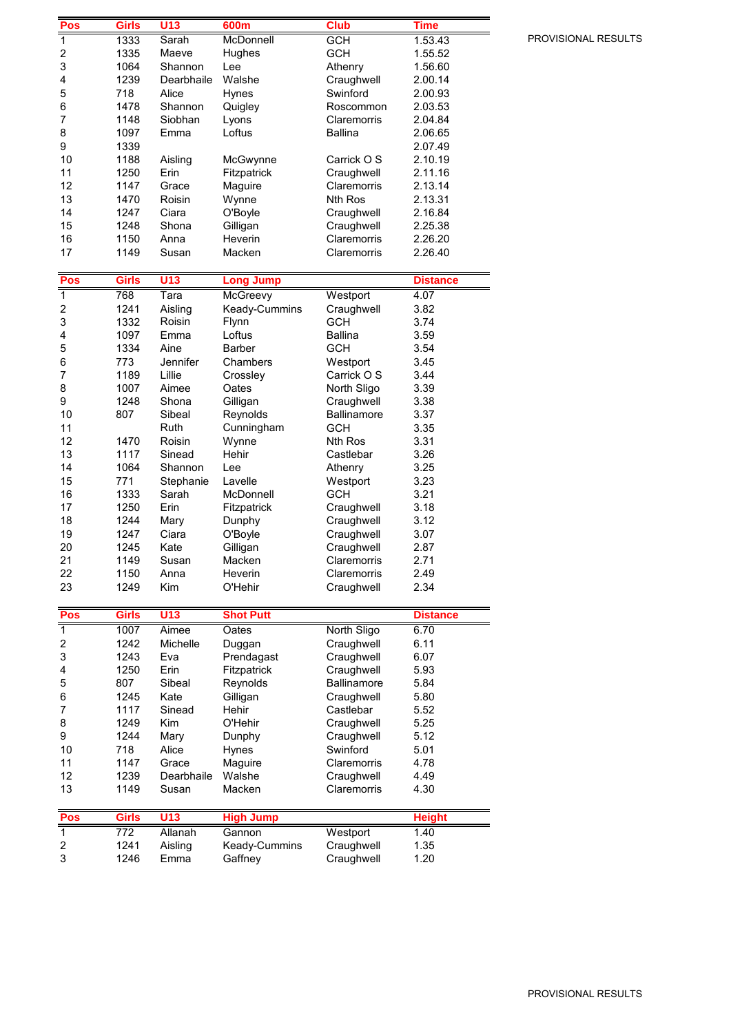PROVISIONAL RESULTS

| Pos | Girls | U13 | 600m | Club | Time |
|---|---|---|---|---|---|
| 1 | 1333 | Sarah | McDonnell | GCH | 1.53.43 |
| 2 | 1335 | Maeve | Hughes | GCH | 1.55.52 |
| 3 | 1064 | Shannon | Lee | Athenry | 1.56.60 |
| 4 | 1239 | Dearbhaile | Walshe | Craughwell | 2.00.14 |
| 5 | 718 | Alice | Hynes | Swinford | 2.00.93 |
| 6 | 1478 | Shannon | Quigley | Roscommon | 2.03.53 |
| 7 | 1148 | Siobhan | Lyons | Claremorris | 2.04.84 |
| 8 | 1097 | Emma | Loftus | Ballina | 2.06.65 |
| 9 | 1339 | | | | 2.07.49 |
| 10 | 1188 | Aisling | McGwynne | Carrick O S | 2.10.19 |
| 11 | 1250 | Erin | Fitzpatrick | Craughwell | 2.11.16 |
| 12 | 1147 | Grace | Maguire | Claremorris | 2.13.14 |
| 13 | 1470 | Roisin | Wynne | Nth Ros | 2.13.31 |
| 14 | 1247 | Ciara | O'Boyle | Craughwell | 2.16.84 |
| 15 | 1248 | Shona | Gilligan | Craughwell | 2.25.38 |
| 16 | 1150 | Anna | Heverin | Claremorris | 2.26.20 |
| 17 | 1149 | Susan | Macken | Claremorris | 2.26.40 |

| Pos | Girls | U13 | Long Jump | | Distance |
|---|---|---|---|---|---|
| 1 | 768 | Tara | McGreevy | Westport | 4.07 |
| 2 | 1241 | Aisling | Keady-Cummins | Craughwell | 3.82 |
| 3 | 1332 | Roisin | Flynn | GCH | 3.74 |
| 4 | 1097 | Emma | Loftus | Ballina | 3.59 |
| 5 | 1334 | Aine | Barber | GCH | 3.54 |
| 6 | 773 | Jennifer | Chambers | Westport | 3.45 |
| 7 | 1189 | Lillie | Crossley | Carrick O S | 3.44 |
| 8 | 1007 | Aimee | Oates | North Sligo | 3.39 |
| 9 | 1248 | Shona | Gilligan | Craughwell | 3.38 |
| 10 | 807 | Sibeal | Reynolds | Ballinamore | 3.37 |
| 11 | | Ruth | Cunningham | GCH | 3.35 |
| 12 | 1470 | Roisin | Wynne | Nth Ros | 3.31 |
| 13 | 1117 | Sinead | Hehir | Castlebar | 3.26 |
| 14 | 1064 | Shannon | Lee | Athenry | 3.25 |
| 15 | 771 | Stephanie | Lavelle | Westport | 3.23 |
| 16 | 1333 | Sarah | McDonnell | GCH | 3.21 |
| 17 | 1250 | Erin | Fitzpatrick | Craughwell | 3.18 |
| 18 | 1244 | Mary | Dunphy | Craughwell | 3.12 |
| 19 | 1247 | Ciara | O'Boyle | Craughwell | 3.07 |
| 20 | 1245 | Kate | Gilligan | Craughwell | 2.87 |
| 21 | 1149 | Susan | Macken | Claremorris | 2.71 |
| 22 | 1150 | Anna | Heverin | Claremorris | 2.49 |
| 23 | 1249 | Kim | O'Hehir | Craughwell | 2.34 |

| Pos | Girls | U13 | Shot Putt | | Distance |
|---|---|---|---|---|---|
| 1 | 1007 | Aimee | Oates | North Sligo | 6.70 |
| 2 | 1242 | Michelle | Duggan | Craughwell | 6.11 |
| 3 | 1243 | Eva | Prendagast | Craughwell | 6.07 |
| 4 | 1250 | Erin | Fitzpatrick | Craughwell | 5.93 |
| 5 | 807 | Sibeal | Reynolds | Ballinamore | 5.84 |
| 6 | 1245 | Kate | Gilligan | Craughwell | 5.80 |
| 7 | 1117 | Sinead | Hehir | Castlebar | 5.52 |
| 8 | 1249 | Kim | O'Hehir | Craughwell | 5.25 |
| 9 | 1244 | Mary | Dunphy | Craughwell | 5.12 |
| 10 | 718 | Alice | Hynes | Swinford | 5.01 |
| 11 | 1147 | Grace | Maguire | Claremorris | 4.78 |
| 12 | 1239 | Dearbhaile | Walshe | Craughwell | 4.49 |
| 13 | 1149 | Susan | Macken | Claremorris | 4.30 |

| Pos | Girls | U13 | High Jump | | Height |
|---|---|---|---|---|---|
| 1 | 772 | Allanah | Gannon | Westport | 1.40 |
| 2 | 1241 | Aisling | Keady-Cummins | Craughwell | 1.35 |
| 3 | 1246 | Emma | Gaffney | Craughwell | 1.20 |

PROVISIONAL RESULTS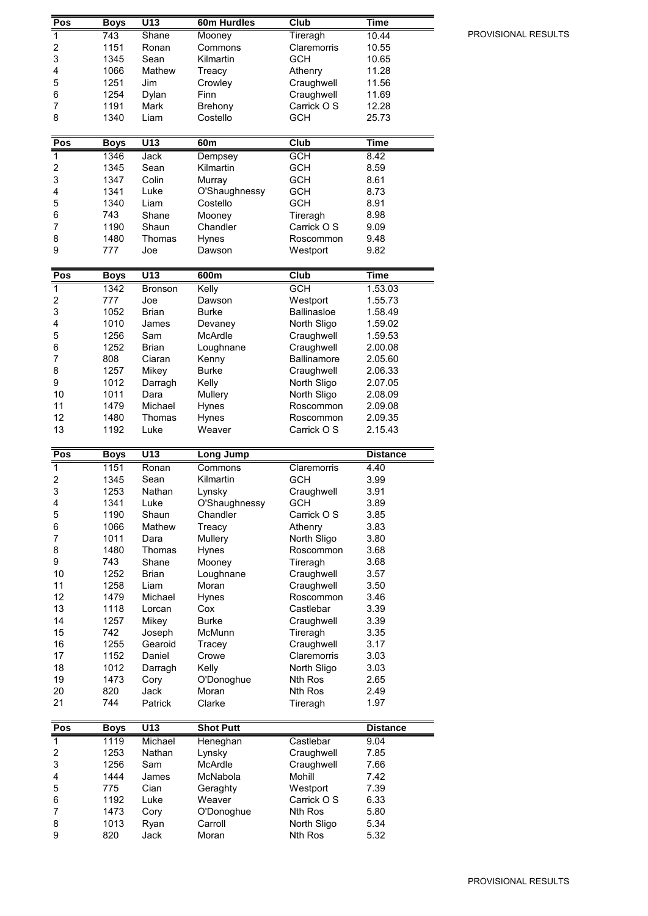PROVISIONAL RESULTS

| Pos | Boys | U13 | 60m Hurdles | Club | Time |
|---|---|---|---|---|---|
| 1 | 743 | Shane | Mooney | Tireragh | 10.44 |
| 2 | 1151 | Ronan | Commons | Claremorris | 10.55 |
| 3 | 1345 | Sean | Kilmartin | GCH | 10.65 |
| 4 | 1066 | Mathew | Treacy | Athenry | 11.28 |
| 5 | 1251 | Jim | Crowley | Craughwell | 11.56 |
| 6 | 1254 | Dylan | Finn | Craughwell | 11.69 |
| 7 | 1191 | Mark | Brehony | Carrick O S | 12.28 |
| 8 | 1340 | Liam | Costello | GCH | 25.73 |

| Pos | Boys | U13 | 60m | Club | Time |
|---|---|---|---|---|---|
| 1 | 1346 | Jack | Dempsey | GCH | 8.42 |
| 2 | 1345 | Sean | Kilmartin | GCH | 8.59 |
| 3 | 1347 | Colin | Murray | GCH | 8.61 |
| 4 | 1341 | Luke | O'Shaughnessy | GCH | 8.73 |
| 5 | 1340 | Liam | Costello | GCH | 8.91 |
| 6 | 743 | Shane | Mooney | Tireragh | 8.98 |
| 7 | 1190 | Shaun | Chandler | Carrick O S | 9.09 |
| 8 | 1480 | Thomas | Hynes | Roscommon | 9.48 |
| 9 | 777 | Joe | Dawson | Westport | 9.82 |

| Pos | Boys | U13 | 600m | Club | Time |
|---|---|---|---|---|---|
| 1 | 1342 | Bronson | Kelly | GCH | 1.53.03 |
| 2 | 777 | Joe | Dawson | Westport | 1.55.73 |
| 3 | 1052 | Brian | Burke | Ballinasloe | 1.58.49 |
| 4 | 1010 | James | Devaney | North Sligo | 1.59.02 |
| 5 | 1256 | Sam | McArdle | Craughwell | 1.59.53 |
| 6 | 1252 | Brian | Loughnane | Craughwell | 2.00.08 |
| 7 | 808 | Ciaran | Kenny | Ballinamore | 2.05.60 |
| 8 | 1257 | Mikey | Burke | Craughwell | 2.06.33 |
| 9 | 1012 | Darragh | Kelly | North Sligo | 2.07.05 |
| 10 | 1011 | Dara | Mullery | North Sligo | 2.08.09 |
| 11 | 1479 | Michael | Hynes | Roscommon | 2.09.08 |
| 12 | 1480 | Thomas | Hynes | Roscommon | 2.09.35 |
| 13 | 1192 | Luke | Weaver | Carrick O S | 2.15.43 |

| Pos | Boys | U13 | Long Jump | | Distance |
|---|---|---|---|---|---|
| 1 | 1151 | Ronan | Commons | Claremorris | 4.40 |
| 2 | 1345 | Sean | Kilmartin | GCH | 3.99 |
| 3 | 1253 | Nathan | Lynsky | Craughwell | 3.91 |
| 4 | 1341 | Luke | O'Shaughnessy | GCH | 3.89 |
| 5 | 1190 | Shaun | Chandler | Carrick O S | 3.85 |
| 6 | 1066 | Mathew | Treacy | Athenry | 3.83 |
| 7 | 1011 | Dara | Mullery | North Sligo | 3.80 |
| 8 | 1480 | Thomas | Hynes | Roscommon | 3.68 |
| 9 | 743 | Shane | Mooney | Tireragh | 3.68 |
| 10 | 1252 | Brian | Loughnane | Craughwell | 3.57 |
| 11 | 1258 | Liam | Moran | Craughwell | 3.50 |
| 12 | 1479 | Michael | Hynes | Roscommon | 3.46 |
| 13 | 1118 | Lorcan | Cox | Castlebar | 3.39 |
| 14 | 1257 | Mikey | Burke | Craughwell | 3.39 |
| 15 | 742 | Joseph | McMunn | Tireragh | 3.35 |
| 16 | 1255 | Gearoid | Tracey | Craughwell | 3.17 |
| 17 | 1152 | Daniel | Crowe | Claremorris | 3.03 |
| 18 | 1012 | Darragh | Kelly | North Sligo | 3.03 |
| 19 | 1473 | Cory | O'Donoghue | Nth Ros | 2.65 |
| 20 | 820 | Jack | Moran | Nth Ros | 2.49 |
| 21 | 744 | Patrick | Clarke | Tireragh | 1.97 |

| Pos | Boys | U13 | Shot Putt | | Distance |
|---|---|---|---|---|---|
| 1 | 1119 | Michael | Heneghan | Castlebar | 9.04 |
| 2 | 1253 | Nathan | Lynsky | Craughwell | 7.85 |
| 3 | 1256 | Sam | McArdle | Craughwell | 7.66 |
| 4 | 1444 | James | McNabola | Mohill | 7.42 |
| 5 | 775 | Cian | Geraghty | Westport | 7.39 |
| 6 | 1192 | Luke | Weaver | Carrick O S | 6.33 |
| 7 | 1473 | Cory | O'Donoghue | Nth Ros | 5.80 |
| 8 | 1013 | Ryan | Carroll | North Sligo | 5.34 |
| 9 | 820 | Jack | Moran | Nth Ros | 5.32 |

PROVISIONAL RESULTS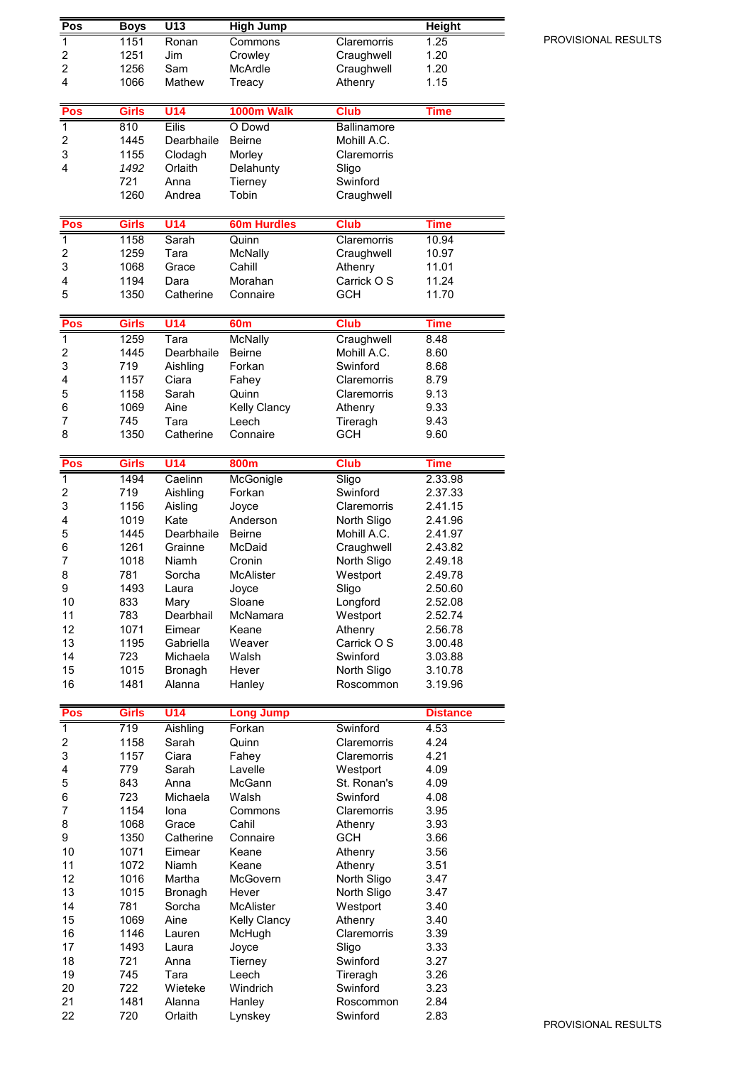PROVISIONAL RESULTS

| Pos | Boys | U13 | High Jump | | Height |
|---|---|---|---|---|---|
| 1 | 1151 | Ronan | Commons | Claremorris | 1.25 |
| 2 | 1251 | Jim | Crowley | Craughwell | 1.20 |
| 2 | 1256 | Sam | McArdle | Craughwell | 1.20 |
| 4 | 1066 | Mathew | Treacy | Athenry | 1.15 |

| Pos | Girls | U14 | 1000m Walk | Club | Time |
|---|---|---|---|---|---|
| 1 | 810 | Eilis | O Dowd | Ballinamore | |
| 2 | 1445 | Dearbhaile | Beirne | Mohill A.C. | |
| 3 | 1155 | Clodagh | Morley | Claremorris | |
| 4 | *1492* | Orlaith | Delahunty | Sligo | |
| | 721 | Anna | Tierney | Swinford | |
| | 1260 | Andrea | Tobin | Craughwell | |

| Pos | Girls | U14 | 60m Hurdles | Club | Time |
|---|---|---|---|---|---|
| 1 | 1158 | Sarah | Quinn | Claremorris | 10.94 |
| 2 | 1259 | Tara | McNally | Craughwell | 10.97 |
| 3 | 1068 | Grace | Cahill | Athenry | 11.01 |
| 4 | 1194 | Dara | Morahan | Carrick O S | 11.24 |
| 5 | 1350 | Catherine | Connaire | GCH | 11.70 |

| Pos | Girls | U14 | 60m | Club | Time |
|---|---|---|---|---|---|
| 1 | 1259 | Tara | McNally | Craughwell | 8.48 |
| 2 | 1445 | Dearbhaile | Beirne | Mohill A.C. | 8.60 |
| 3 | 719 | Aishling | Forkan | Swinford | 8.68 |
| 4 | 1157 | Ciara | Fahey | Claremorris | 8.79 |
| 5 | 1158 | Sarah | Quinn | Claremorris | 9.13 |
| 6 | 1069 | Aine | Kelly Clancy | Athenry | 9.33 |
| 7 | 745 | Tara | Leech | Tireragh | 9.43 |
| 8 | 1350 | Catherine | Connaire | GCH | 9.60 |

| Pos | Girls | U14 | 800m | Club | Time |
|---|---|---|---|---|---|
| 1 | 1494 | Caelinn | McGonigle | Sligo | 2.33.98 |
| 2 | 719 | Aishling | Forkan | Swinford | 2.37.33 |
| 3 | 1156 | Aisling | Joyce | Claremorris | 2.41.15 |
| 4 | 1019 | Kate | Anderson | North Sligo | 2.41.96 |
| 5 | 1445 | Dearbhaile | Beirne | Mohill A.C. | 2.41.97 |
| 6 | 1261 | Grainne | McDaid | Craughwell | 2.43.82 |
| 7 | 1018 | Niamh | Cronin | North Sligo | 2.49.18 |
| 8 | 781 | Sorcha | McAlister | Westport | 2.49.78 |
| 9 | 1493 | Laura | Joyce | Sligo | 2.50.60 |
| 10 | 833 | Mary | Sloane | Longford | 2.52.08 |
| 11 | 783 | Dearbhail | McNamara | Westport | 2.52.74 |
| 12 | 1071 | Eimear | Keane | Athenry | 2.56.78 |
| 13 | 1195 | Gabriella | Weaver | Carrick O S | 3.00.48 |
| 14 | 723 | Michaela | Walsh | Swinford | 3.03.88 |
| 15 | 1015 | Bronagh | Hever | North Sligo | 3.10.78 |
| 16 | 1481 | Alanna | Hanley | Roscommon | 3.19.96 |

| Pos | Girls | U14 | Long Jump | | Distance |
|---|---|---|---|---|---|
| 1 | 719 | Aishling | Forkan | Swinford | 4.53 |
| 2 | 1158 | Sarah | Quinn | Claremorris | 4.24 |
| 3 | 1157 | Ciara | Fahey | Claremorris | 4.21 |
| 4 | 779 | Sarah | Lavelle | Westport | 4.09 |
| 5 | 843 | Anna | McGann | St. Ronan's | 4.09 |
| 6 | 723 | Michaela | Walsh | Swinford | 4.08 |
| 7 | 1154 | Iona | Commons | Claremorris | 3.95 |
| 8 | 1068 | Grace | Cahil | Athenry | 3.93 |
| 9 | 1350 | Catherine | Connaire | GCH | 3.66 |
| 10 | 1071 | Eimear | Keane | Athenry | 3.56 |
| 11 | 1072 | Niamh | Keane | Athenry | 3.51 |
| 12 | 1016 | Martha | McGovern | North Sligo | 3.47 |
| 13 | 1015 | Bronagh | Hever | North Sligo | 3.47 |
| 14 | 781 | Sorcha | McAlister | Westport | 3.40 |
| 15 | 1069 | Aine | Kelly Clancy | Athenry | 3.40 |
| 16 | 1146 | Lauren | McHugh | Claremorris | 3.39 |
| 17 | 1493 | Laura | Joyce | Sligo | 3.33 |
| 18 | 721 | Anna | Tierney | Swinford | 3.27 |
| 19 | 745 | Tara | Leech | Tireragh | 3.26 |
| 20 | 722 | Wieteke | Windrich | Swinford | 3.23 |
| 21 | 1481 | Alanna | Hanley | Roscommon | 2.84 |
| 22 | 720 | Orlaith | Lynskey | Swinford | 2.83 |

PROVISIONAL RESULTS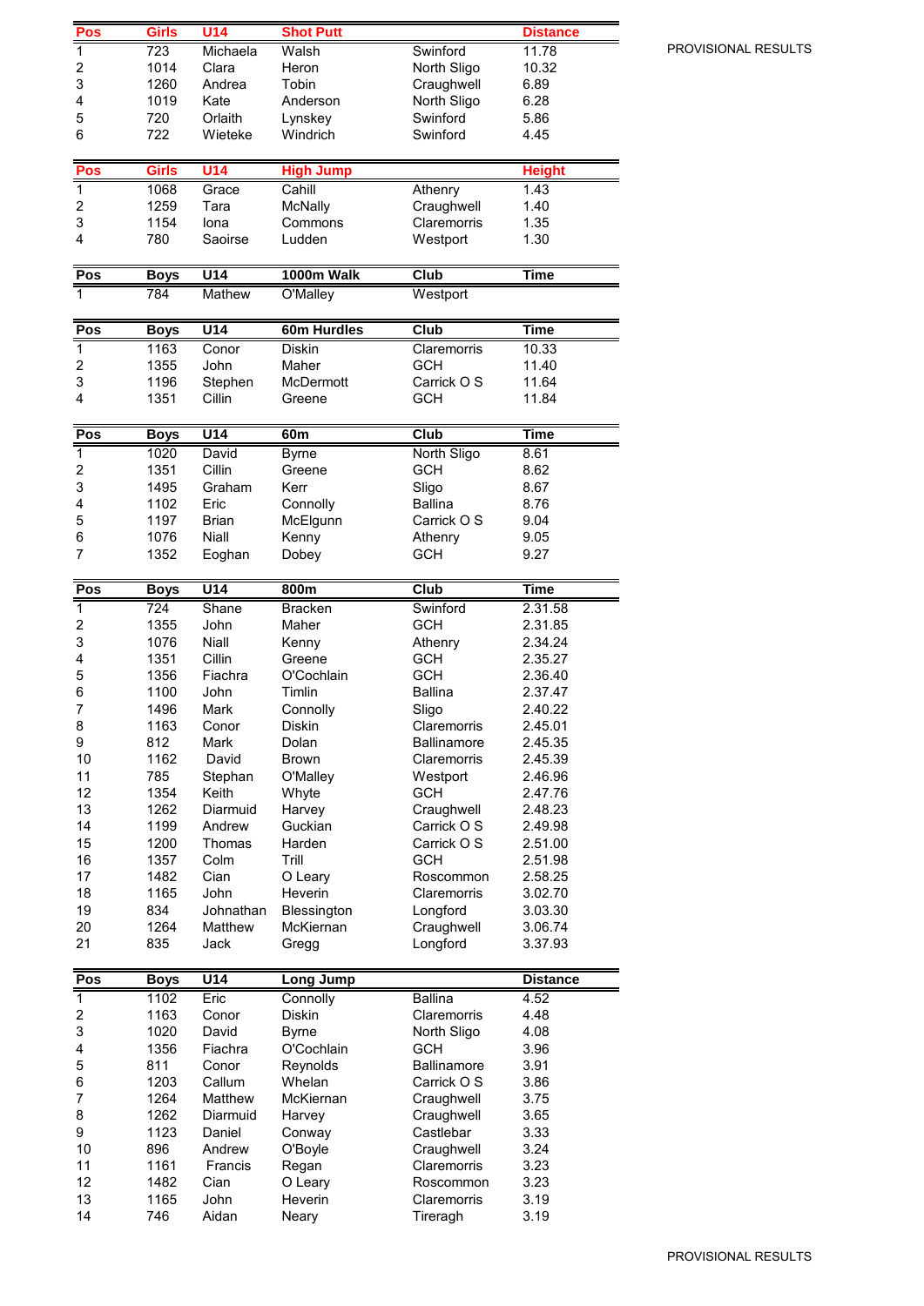PROVISIONAL RESULTS

| Pos | Girls | U14 | Shot Putt | | | Distance |
|---|---|---|---|---|---|---|
| 1 | 723 | Michaela | Walsh | Swinford | | 11.78 |
| 2 | 1014 | Clara | Heron | North Sligo | | 10.32 |
| 3 | 1260 | Andrea | Tobin | Craughwell | | 6.89 |
| 4 | 1019 | Kate | Anderson | North Sligo | | 6.28 |
| 5 | 720 | Orlaith | Lynskey | Swinford | | 5.86 |
| 6 | 722 | Wieteke | Windrich | Swinford | | 4.45 |

| Pos | Girls | U14 | High Jump | | Height |
|---|---|---|---|---|---|
| 1 | 1068 | Grace | Cahill | Athenry | 1.43 |
| 2 | 1259 | Tara | McNally | Craughwell | 1.40 |
| 3 | 1154 | Iona | Commons | Claremorris | 1.35 |
| 4 | 780 | Saoirse | Ludden | Westport | 1.30 |

| Pos | Boys | U14 | 1000m Walk | Club | Time |
|---|---|---|---|---|---|
| 1 | 784 | Mathew | O'Malley | Westport | |

| Pos | Boys | U14 | 60m Hurdles | Club | Time |
|---|---|---|---|---|---|
| 1 | 1163 | Conor | Diskin | Claremorris | 10.33 |
| 2 | 1355 | John | Maher | GCH | 11.40 |
| 3 | 1196 | Stephen | McDermott | Carrick O S | 11.64 |
| 4 | 1351 | Cillin | Greene | GCH | 11.84 |

| Pos | Boys | U14 | 60m | Club | Time |
|---|---|---|---|---|---|
| 1 | 1020 | David | Byrne | North Sligo | 8.61 |
| 2 | 1351 | Cillin | Greene | GCH | 8.62 |
| 3 | 1495 | Graham | Kerr | Sligo | 8.67 |
| 4 | 1102 | Eric | Connolly | Ballina | 8.76 |
| 5 | 1197 | Brian | McElgunn | Carrick O S | 9.04 |
| 6 | 1076 | Niall | Kenny | Athenry | 9.05 |
| 7 | 1352 | Eoghan | Dobey | GCH | 9.27 |

| Pos | Boys | U14 | 800m | Club | Time |
|---|---|---|---|---|---|
| 1 | 724 | Shane | Bracken | Swinford | 2.31.58 |
| 2 | 1355 | John | Maher | GCH | 2.31.85 |
| 3 | 1076 | Niall | Kenny | Athenry | 2.34.24 |
| 4 | 1351 | Cillin | Greene | GCH | 2.35.27 |
| 5 | 1356 | Fiachra | O'Cochlain | GCH | 2.36.40 |
| 6 | 1100 | John | Timlin | Ballina | 2.37.47 |
| 7 | 1496 | Mark | Connolly | Sligo | 2.40.22 |
| 8 | 1163 | Conor | Diskin | Claremorris | 2.45.01 |
| 9 | 812 | Mark | Dolan | Ballinamore | 2.45.35 |
| 10 | 1162 | David | Brown | Claremorris | 2.45.39 |
| 11 | 785 | Stephan | O'Malley | Westport | 2.46.96 |
| 12 | 1354 | Keith | Whyte | GCH | 2.47.76 |
| 13 | 1262 | Diarmuid | Harvey | Craughwell | 2.48.23 |
| 14 | 1199 | Andrew | Guckian | Carrick O S | 2.49.98 |
| 15 | 1200 | Thomas | Harden | Carrick O S | 2.51.00 |
| 16 | 1357 | Colm | Trill | GCH | 2.51.98 |
| 17 | 1482 | Cian | O Leary | Roscommon | 2.58.25 |
| 18 | 1165 | John | Heverin | Claremorris | 3.02.70 |
| 19 | 834 | Johnathan | Blessington | Longford | 3.03.30 |
| 20 | 1264 | Matthew | McKiernan | Craughwell | 3.06.74 |
| 21 | 835 | Jack | Gregg | Longford | 3.37.93 |

| Pos | Boys | U14 | Long Jump | | Distance |
|---|---|---|---|---|---|
| 1 | 1102 | Eric | Connolly | Ballina | 4.52 |
| 2 | 1163 | Conor | Diskin | Claremorris | 4.48 |
| 3 | 1020 | David | Byrne | North Sligo | 4.08 |
| 4 | 1356 | Fiachra | O'Cochlain | GCH | 3.96 |
| 5 | 811 | Conor | Reynolds | Ballinamore | 3.91 |
| 6 | 1203 | Callum | Whelan | Carrick O S | 3.86 |
| 7 | 1264 | Matthew | McKiernan | Craughwell | 3.75 |
| 8 | 1262 | Diarmuid | Harvey | Craughwell | 3.65 |
| 9 | 1123 | Daniel | Conway | Castlebar | 3.33 |
| 10 | 896 | Andrew | O'Boyle | Craughwell | 3.24 |
| 11 | 1161 | Francis | Regan | Claremorris | 3.23 |
| 12 | 1482 | Cian | O Leary | Roscommon | 3.23 |
| 13 | 1165 | John | Heverin | Claremorris | 3.19 |
| 14 | 746 | Aidan | Neary | Tireragh | 3.19 |

PROVISIONAL RESULTS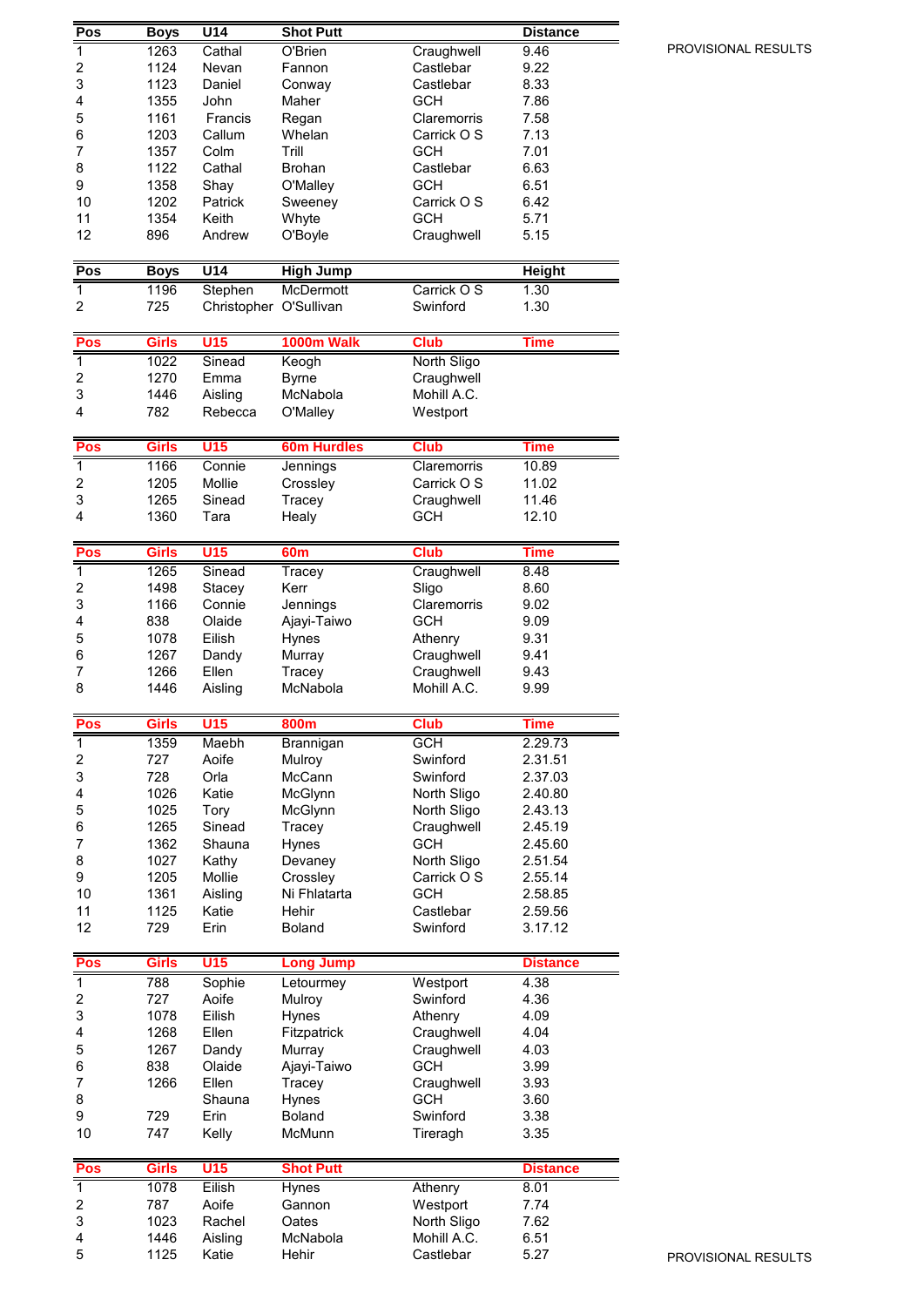PROVISIONAL RESULTS

| Pos | Boys | U14 | Shot Putt | | | Distance |
|---|---|---|---|---|---|---|
| 1 | 1263 | Cathal | O'Brien | Craughwell | | 9.46 |
| 2 | 1124 | Nevan | Fannon | Castlebar | | 9.22 |
| 3 | 1123 | Daniel | Conway | Castlebar | | 8.33 |
| 4 | 1355 | John | Maher | GCH | | 7.86 |
| 5 | 1161 | Francis | Regan | Claremorris | | 7.58 |
| 6 | 1203 | Callum | Whelan | Carrick O S | | 7.13 |
| 7 | 1357 | Colm | Trill | GCH | | 7.01 |
| 8 | 1122 | Cathal | Brohan | Castlebar | | 6.63 |
| 9 | 1358 | Shay | O'Malley | GCH | | 6.51 |
| 10 | 1202 | Patrick | Sweeney | Carrick O S | | 6.42 |
| 11 | 1354 | Keith | Whyte | GCH | | 5.71 |
| 12 | 896 | Andrew | O'Boyle | Craughwell | | 5.15 |

| Pos | Boys | U14 | High Jump | | | Height |
|---|---|---|---|---|---|---|
| 1 | 1196 | Stephen | McDermott | Carrick O S | | 1.30 |
| 2 | 725 | Christopher | O'Sullivan | Swinford | | 1.30 |

| Pos | Girls | U15 | 1000m Walk | Club | | Time |
|---|---|---|---|---|---|---|
| 1 | 1022 | Sinead | Keogh | North Sligo | | |
| 2 | 1270 | Emma | Byrne | Craughwell | | |
| 3 | 1446 | Aisling | McNabola | Mohill A.C. | | |
| 4 | 782 | Rebecca | O'Malley | Westport | | |

| Pos | Girls | U15 | 60m Hurdles | Club | | Time |
|---|---|---|---|---|---|---|
| 1 | 1166 | Connie | Jennings | Claremorris | | 10.89 |
| 2 | 1205 | Mollie | Crossley | Carrick O S | | 11.02 |
| 3 | 1265 | Sinead | Tracey | Craughwell | | 11.46 |
| 4 | 1360 | Tara | Healy | GCH | | 12.10 |

| Pos | Girls | U15 | 60m | Club | | Time |
|---|---|---|---|---|---|---|
| 1 | 1265 | Sinead | Tracey | Craughwell | | 8.48 |
| 2 | 1498 | Stacey | Kerr | Sligo | | 8.60 |
| 3 | 1166 | Connie | Jennings | Claremorris | | 9.02 |
| 4 | 838 | Olaide | Ajayi-Taiwo | GCH | | 9.09 |
| 5 | 1078 | Eilish | Hynes | Athenry | | 9.31 |
| 6 | 1267 | Dandy | Murray | Craughwell | | 9.41 |
| 7 | 1266 | Ellen | Tracey | Craughwell | | 9.43 |
| 8 | 1446 | Aisling | McNabola | Mohill A.C. | | 9.99 |

| Pos | Girls | U15 | 800m | Club | | Time |
|---|---|---|---|---|---|---|
| 1 | 1359 | Maebh | Brannigan | GCH | | 2.29.73 |
| 2 | 727 | Aoife | Mulroy | Swinford | | 2.31.51 |
| 3 | 728 | Orla | McCann | Swinford | | 2.37.03 |
| 4 | 1026 | Katie | McGlynn | North Sligo | | 2.40.80 |
| 5 | 1025 | Tory | McGlynn | North Sligo | | 2.43.13 |
| 6 | 1265 | Sinead | Tracey | Craughwell | | 2.45.19 |
| 7 | 1362 | Shauna | Hynes | GCH | | 2.45.60 |
| 8 | 1027 | Kathy | Devaney | North Sligo | | 2.51.54 |
| 9 | 1205 | Mollie | Crossley | Carrick O S | | 2.55.14 |
| 10 | 1361 | Aisling | Ni Fhlatarta | GCH | | 2.58.85 |
| 11 | 1125 | Katie | Hehir | Castlebar | | 2.59.56 |
| 12 | 729 | Erin | Boland | Swinford | | 3.17.12 |

| Pos | Girls | U15 | Long Jump | | | Distance |
|---|---|---|---|---|---|---|
| 1 | 788 | Sophie | Letourmey | Westport | | 4.38 |
| 2 | 727 | Aoife | Mulroy | Swinford | | 4.36 |
| 3 | 1078 | Eilish | Hynes | Athenry | | 4.09 |
| 4 | 1268 | Ellen | Fitzpatrick | Craughwell | | 4.04 |
| 5 | 1267 | Dandy | Murray | Craughwell | | 4.03 |
| 6 | 838 | Olaide | Ajayi-Taiwo | GCH | | 3.99 |
| 7 | 1266 | Ellen | Tracey | Craughwell | | 3.93 |
| 8 | | Shauna | Hynes | GCH | | 3.60 |
| 9 | 729 | Erin | Boland | Swinford | | 3.38 |
| 10 | 747 | Kelly | McMunn | Tireragh | | 3.35 |

| Pos | Girls | U15 | Shot Putt | | | Distance |
|---|---|---|---|---|---|---|
| 1 | 1078 | Eilish | Hynes | Athenry | | 8.01 |
| 2 | 787 | Aoife | Gannon | Westport | | 7.74 |
| 3 | 1023 | Rachel | Oates | North Sligo | | 7.62 |
| 4 | 1446 | Aisling | McNabola | Mohill A.C. | | 6.51 |
| 5 | 1125 | Katie | Hehir | Castlebar | | 5.27 |

PROVISIONAL RESULTS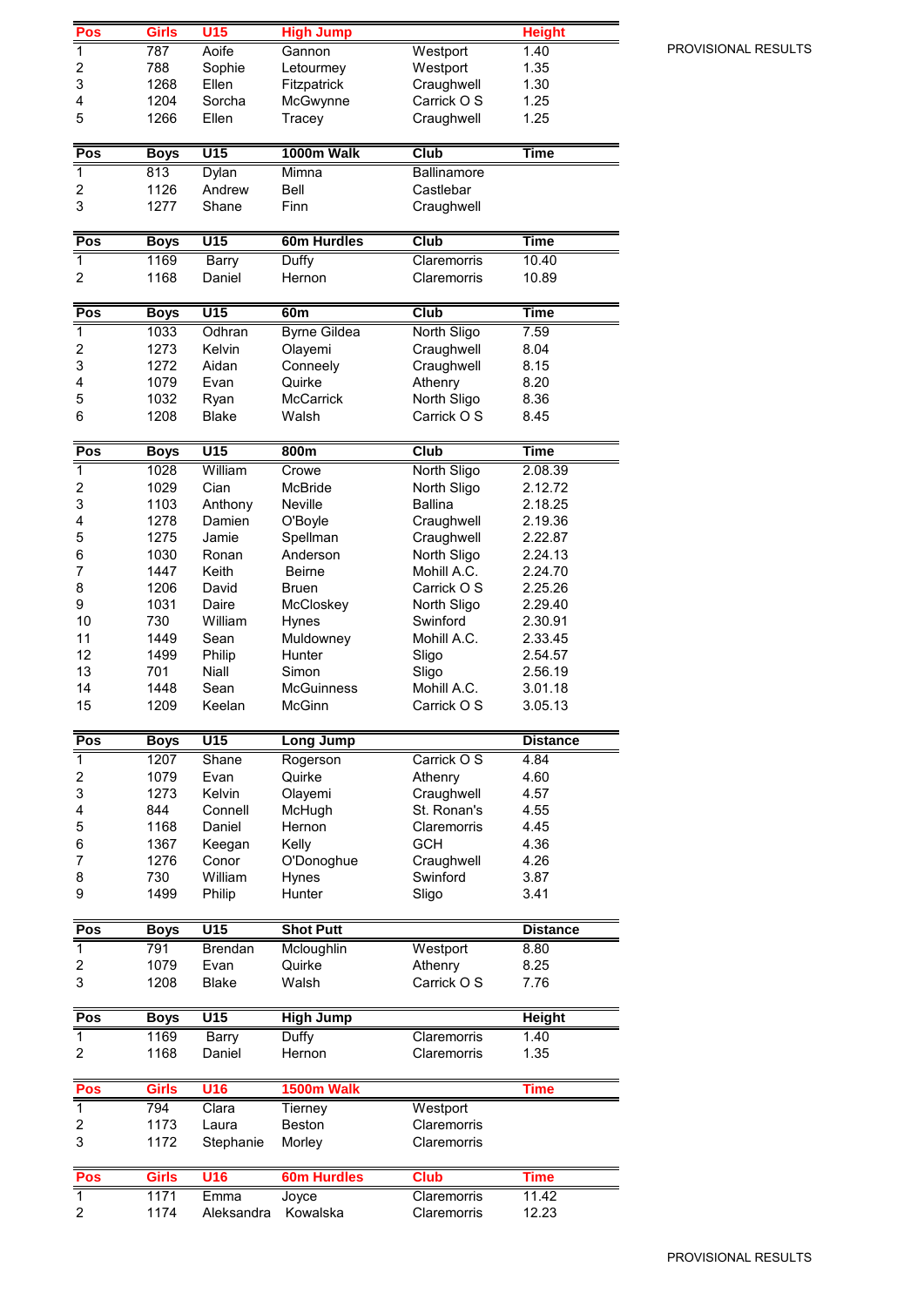| Pos | Girls | U15 | High Jump | | Height |
|---|---|---|---|---|---|
| 1 | 787 | Aoife | Gannon | Westport | 1.40 |
| 2 | 788 | Sophie | Letourmey | Westport | 1.35 |
| 3 | 1268 | Ellen | Fitzpatrick | Craughwell | 1.30 |
| 4 | 1204 | Sorcha | McGwynne | Carrick O S | 1.25 |
| 5 | 1266 | Ellen | Tracey | Craughwell | 1.25 |

| Pos | Boys | U15 | 1000m Walk | Club | Time |
|---|---|---|---|---|---|
| 1 | 813 | Dylan | Mimna | Ballinamore | |
| 2 | 1126 | Andrew | Bell | Castlebar | |
| 3 | 1277 | Shane | Finn | Craughwell | |

| Pos | Boys | U15 | 60m Hurdles | Club | Time |
|---|---|---|---|---|---|
| 1 | 1169 | Barry | Duffy | Claremorris | 10.40 |
| 2 | 1168 | Daniel | Hernon | Claremorris | 10.89 |

| Pos | Boys | U15 | 60m | Club | Time |
|---|---|---|---|---|---|
| 1 | 1033 | Odhran | Byrne Gildea | North Sligo | 7.59 |
| 2 | 1273 | Kelvin | Olayemi | Craughwell | 8.04 |
| 3 | 1272 | Aidan | Conneely | Craughwell | 8.15 |
| 4 | 1079 | Evan | Quirke | Athenry | 8.20 |
| 5 | 1032 | Ryan | McCarrick | North Sligo | 8.36 |
| 6 | 1208 | Blake | Walsh | Carrick O S | 8.45 |

| Pos | Boys | U15 | 800m | Club | Time |
|---|---|---|---|---|---|
| 1 | 1028 | William | Crowe | North Sligo | 2.08.39 |
| 2 | 1029 | Cian | McBride | North Sligo | 2.12.72 |
| 3 | 1103 | Anthony | Neville | Ballina | 2.18.25 |
| 4 | 1278 | Damien | O'Boyle | Craughwell | 2.19.36 |
| 5 | 1275 | Jamie | Spellman | Craughwell | 2.22.87 |
| 6 | 1030 | Ronan | Anderson | North Sligo | 2.24.13 |
| 7 | 1447 | Keith | Beirne | Mohill A.C. | 2.24.70 |
| 8 | 1206 | David | Bruen | Carrick O S | 2.25.26 |
| 9 | 1031 | Daire | McCloskey | North Sligo | 2.29.40 |
| 10 | 730 | William | Hynes | Swinford | 2.30.91 |
| 11 | 1449 | Sean | Muldowney | Mohill A.C. | 2.33.45 |
| 12 | 1499 | Philip | Hunter | Sligo | 2.54.57 |
| 13 | 701 | Niall | Simon | Sligo | 2.56.19 |
| 14 | 1448 | Sean | McGuinness | Mohill A.C. | 3.01.18 |
| 15 | 1209 | Keelan | McGinn | Carrick O S | 3.05.13 |

| Pos | Boys | U15 | Long Jump | | Distance |
|---|---|---|---|---|---|
| 1 | 1207 | Shane | Rogerson | Carrick O S | 4.84 |
| 2 | 1079 | Evan | Quirke | Athenry | 4.60 |
| 3 | 1273 | Kelvin | Olayemi | Craughwell | 4.57 |
| 4 | 844 | Connell | McHugh | St. Ronan's | 4.55 |
| 5 | 1168 | Daniel | Hernon | Claremorris | 4.45 |
| 6 | 1367 | Keegan | Kelly | GCH | 4.36 |
| 7 | 1276 | Conor | O'Donoghue | Craughwell | 4.26 |
| 8 | 730 | William | Hynes | Swinford | 3.87 |
| 9 | 1499 | Philip | Hunter | Sligo | 3.41 |

| Pos | Boys | U15 | Shot Putt | | Distance |
|---|---|---|---|---|---|
| 1 | 791 | Brendan | Mcloughlin | Westport | 8.80 |
| 2 | 1079 | Evan | Quirke | Athenry | 8.25 |
| 3 | 1208 | Blake | Walsh | Carrick O S | 7.76 |

| Pos | Boys | U15 | High Jump | | Height |
|---|---|---|---|---|---|
| 1 | 1169 | Barry | Duffy | Claremorris | 1.40 |
| 2 | 1168 | Daniel | Hernon | Claremorris | 1.35 |

| Pos | Girls | U16 | 1500m Walk | | Time |
|---|---|---|---|---|---|
| 1 | 794 | Clara | Tierney | Westport | |
| 2 | 1173 | Laura | Beston | Claremorris | |
| 3 | 1172 | Stephanie | Morley | Claremorris | |

| Pos | Girls | U16 | 60m Hurdles | Club | Time |
|---|---|---|---|---|---|
| 1 | 1171 | Emma | Joyce | Claremorris | 11.42 |
| 2 | 1174 | Aleksandra | Kowalska | Claremorris | 12.23 |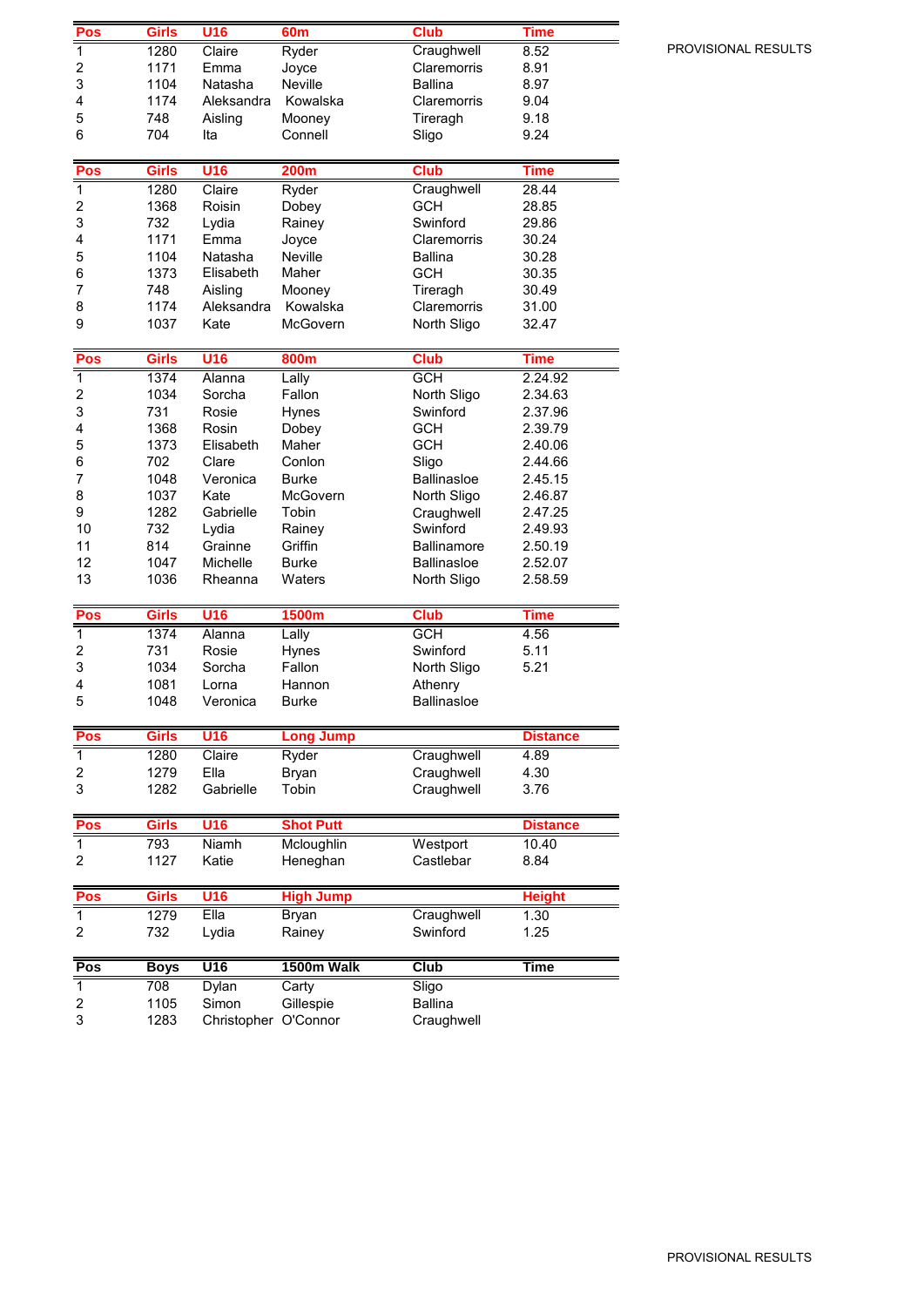PROVISIONAL RESULTS

| Pos | Girls | U16 | 60m | Club | Time |
|---|---|---|---|---|---|
| 1 | 1280 | Claire | Ryder | Craughwell | 8.52 |
| 2 | 1171 | Emma | Joyce | Claremorris | 8.91 |
| 3 | 1104 | Natasha | Neville | Ballina | 8.97 |
| 4 | 1174 | Aleksandra | Kowalska | Claremorris | 9.04 |
| 5 | 748 | Aisling | Mooney | Tireragh | 9.18 |
| 6 | 704 | Ita | Connell | Sligo | 9.24 |

| Pos | Girls | U16 | 200m | Club | Time |
|---|---|---|---|---|---|
| 1 | 1280 | Claire | Ryder | Craughwell | 28.44 |
| 2 | 1368 | Roisin | Dobey | GCH | 28.85 |
| 3 | 732 | Lydia | Rainey | Swinford | 29.86 |
| 4 | 1171 | Emma | Joyce | Claremorris | 30.24 |
| 5 | 1104 | Natasha | Neville | Ballina | 30.28 |
| 6 | 1373 | Elisabeth | Maher | GCH | 30.35 |
| 7 | 748 | Aisling | Mooney | Tireragh | 30.49 |
| 8 | 1174 | Aleksandra | Kowalska | Claremorris | 31.00 |
| 9 | 1037 | Kate | McGovern | North Sligo | 32.47 |

| Pos | Girls | U16 | 800m | Club | Time |
|---|---|---|---|---|---|
| 1 | 1374 | Alanna | Lally | GCH | 2.24.92 |
| 2 | 1034 | Sorcha | Fallon | North Sligo | 2.34.63 |
| 3 | 731 | Rosie | Hynes | Swinford | 2.37.96 |
| 4 | 1368 | Rosin | Dobey | GCH | 2.39.79 |
| 5 | 1373 | Elisabeth | Maher | GCH | 2.40.06 |
| 6 | 702 | Clare | Conlon | Sligo | 2.44.66 |
| 7 | 1048 | Veronica | Burke | Ballinasloe | 2.45.15 |
| 8 | 1037 | Kate | McGovern | North Sligo | 2.46.87 |
| 9 | 1282 | Gabrielle | Tobin | Craughwell | 2.47.25 |
| 10 | 732 | Lydia | Rainey | Swinford | 2.49.93 |
| 11 | 814 | Grainne | Griffin | Ballinamore | 2.50.19 |
| 12 | 1047 | Michelle | Burke | Ballinasloe | 2.52.07 |
| 13 | 1036 | Rheanna | Waters | North Sligo | 2.58.59 |

| Pos | Girls | U16 | 1500m | Club | Time |
|---|---|---|---|---|---|
| 1 | 1374 | Alanna | Lally | GCH | 4.56 |
| 2 | 731 | Rosie | Hynes | Swinford | 5.11 |
| 3 | 1034 | Sorcha | Fallon | North Sligo | 5.21 |
| 4 | 1081 | Lorna | Hannon | Athenry | |
| 5 | 1048 | Veronica | Burke | Ballinasloe | |

| Pos | Girls | U16 | Long Jump | | Distance |
|---|---|---|---|---|---|
| 1 | 1280 | Claire | Ryder | Craughwell | 4.89 |
| 2 | 1279 | Ella | Bryan | Craughwell | 4.30 |
| 3 | 1282 | Gabrielle | Tobin | Craughwell | 3.76 |

| Pos | Girls | U16 | Shot Putt | | Distance |
|---|---|---|---|---|---|
| 1 | 793 | Niamh | Mcloughlin | Westport | 10.40 |
| 2 | 1127 | Katie | Heneghan | Castlebar | 8.84 |

| Pos | Girls | U16 | High Jump | | Height |
|---|---|---|---|---|---|
| 1 | 1279 | Ella | Bryan | Craughwell | 1.30 |
| 2 | 732 | Lydia | Rainey | Swinford | 1.25 |

| Pos | Boys | U16 | 1500m Walk | Club | Time |
|---|---|---|---|---|---|
| 1 | 708 | Dylan | Carty | Sligo | |
| 2 | 1105 | Simon | Gillespie | Ballina | |
| 3 | 1283 | Christopher | O'Connor | Craughwell | |

PROVISIONAL RESULTS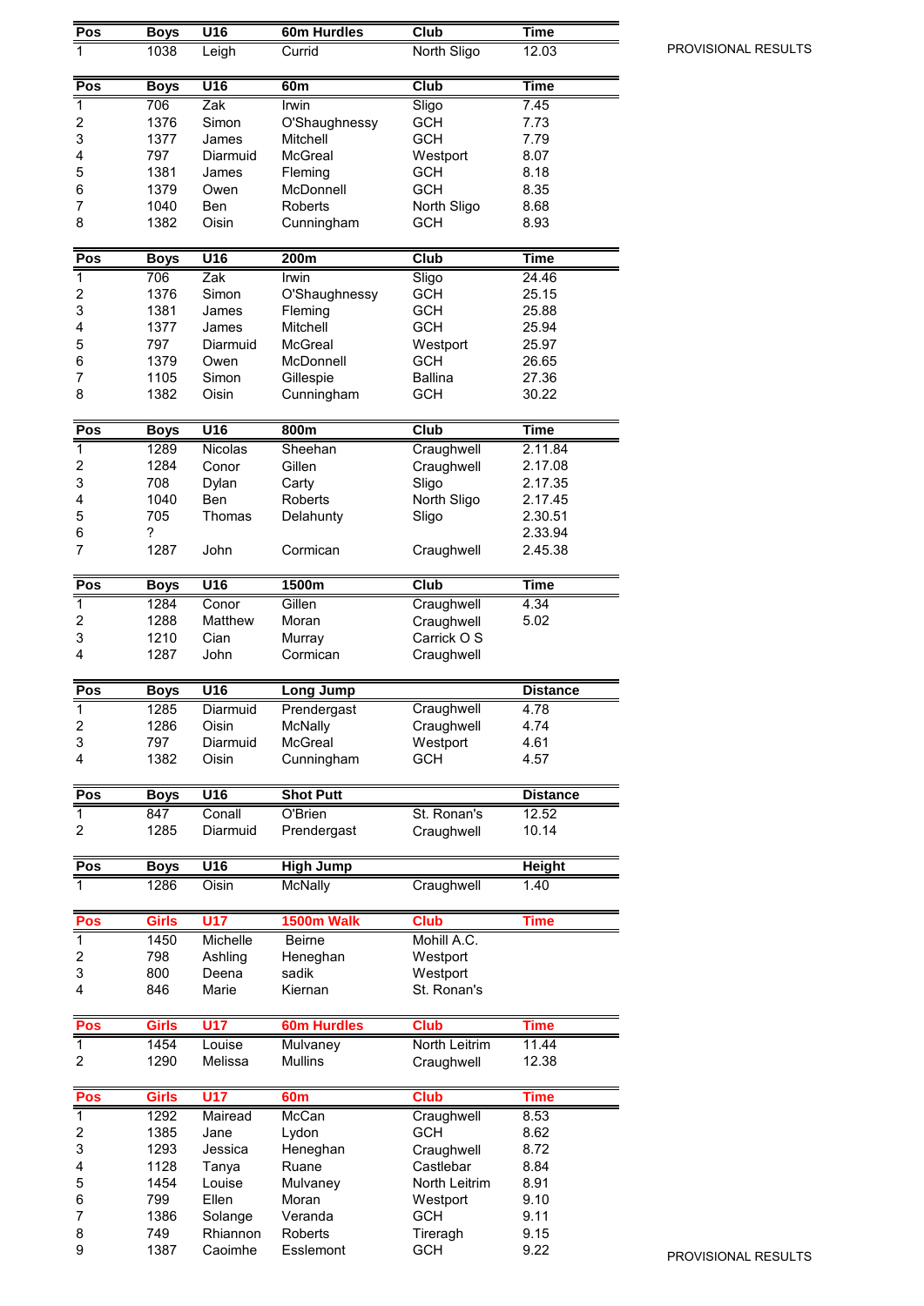PROVISIONAL RESULTS

| Pos | Boys | U16 | 60m Hurdles | Club | Time |
|---|---|---|---|---|---|
| 1 | 1038 | Leigh | Currid | North Sligo | 12.03 |

| Pos | Boys | U16 | 60m | Club | Time |
|---|---|---|---|---|---|
| 1 | 706 | Zak | Irwin | Sligo | 7.45 |
| 2 | 1376 | Simon | O'Shaughnessy | GCH | 7.73 |
| 3 | 1377 | James | Mitchell | GCH | 7.79 |
| 4 | 797 | Diarmuid | McGreal | Westport | 8.07 |
| 5 | 1381 | James | Fleming | GCH | 8.18 |
| 6 | 1379 | Owen | McDonnell | GCH | 8.35 |
| 7 | 1040 | Ben | Roberts | North Sligo | 8.68 |
| 8 | 1382 | Oisin | Cunningham | GCH | 8.93 |

| Pos | Boys | U16 | 200m | Club | Time |
|---|---|---|---|---|---|
| 1 | 706 | Zak | Irwin | Sligo | 24.46 |
| 2 | 1376 | Simon | O'Shaughnessy | GCH | 25.15 |
| 3 | 1381 | James | Fleming | GCH | 25.88 |
| 4 | 1377 | James | Mitchell | GCH | 25.94 |
| 5 | 797 | Diarmuid | McGreal | Westport | 25.97 |
| 6 | 1379 | Owen | McDonnell | GCH | 26.65 |
| 7 | 1105 | Simon | Gillespie | Ballina | 27.36 |
| 8 | 1382 | Oisin | Cunningham | GCH | 30.22 |

| Pos | Boys | U16 | 800m | Club | Time |
|---|---|---|---|---|---|
| 1 | 1289 | Nicolas | Sheehan | Craughwell | 2.11.84 |
| 2 | 1284 | Conor | Gillen | Craughwell | 2.17.08 |
| 3 | 708 | Dylan | Carty | Sligo | 2.17.35 |
| 4 | 1040 | Ben | Roberts | North Sligo | 2.17.45 |
| 5 | 705 | Thomas | Delahunty | Sligo | 2.30.51 |
| 6 | ? | | | | 2.33.94 |
| 7 | 1287 | John | Cormican | Craughwell | 2.45.38 |

| Pos | Boys | U16 | 1500m | Club | Time |
|---|---|---|---|---|---|
| 1 | 1284 | Conor | Gillen | Craughwell | 4.34 |
| 2 | 1288 | Matthew | Moran | Craughwell | 5.02 |
| 3 | 1210 | Cian | Murray | Carrick O S | |
| 4 | 1287 | John | Cormican | Craughwell | |

| Pos | Boys | U16 | Long Jump | | Distance |
|---|---|---|---|---|---|
| 1 | 1285 | Diarmuid | Prendergast | Craughwell | 4.78 |
| 2 | 1286 | Oisin | McNally | Craughwell | 4.74 |
| 3 | 797 | Diarmuid | McGreal | Westport | 4.61 |
| 4 | 1382 | Oisin | Cunningham | GCH | 4.57 |

| Pos | Boys | U16 | Shot Putt | | Distance |
|---|---|---|---|---|---|
| 1 | 847 | Conall | O'Brien | St. Ronan's | 12.52 |
| 2 | 1285 | Diarmuid | Prendergast | Craughwell | 10.14 |

| Pos | Boys | U16 | High Jump | | Height |
|---|---|---|---|---|---|
| 1 | 1286 | Oisin | McNally | Craughwell | 1.40 |

| Pos | Girls | U17 | 1500m Walk | Club | Time |
|---|---|---|---|---|---|
| 1 | 1450 | Michelle | Beirne | Mohill A.C. | |
| 2 | 798 | Ashling | Heneghan | Westport | |
| 3 | 800 | Deena | sadik | Westport | |
| 4 | 846 | Marie | Kiernan | St. Ronan's | |

| Pos | Girls | U17 | 60m Hurdles | Club | Time |
|---|---|---|---|---|---|
| 1 | 1454 | Louise | Mulvaney | North Leitrim | 11.44 |
| 2 | 1290 | Melissa | Mullins | Craughwell | 12.38 |

| Pos | Girls | U17 | 60m | Club | Time |
|---|---|---|---|---|---|
| 1 | 1292 | Mairead | McCan | Craughwell | 8.53 |
| 2 | 1385 | Jane | Lydon | GCH | 8.62 |
| 3 | 1293 | Jessica | Heneghan | Craughwell | 8.72 |
| 4 | 1128 | Tanya | Ruane | Castlebar | 8.84 |
| 5 | 1454 | Louise | Mulvaney | North Leitrim | 8.91 |
| 6 | 799 | Ellen | Moran | Westport | 9.10 |
| 7 | 1386 | Solange | Veranda | GCH | 9.11 |
| 8 | 749 | Rhiannon | Roberts | Tireragh | 9.15 |
| 9 | 1387 | Caoimhe | Esslemont | GCH | 9.22 |

PROVISIONAL RESULTS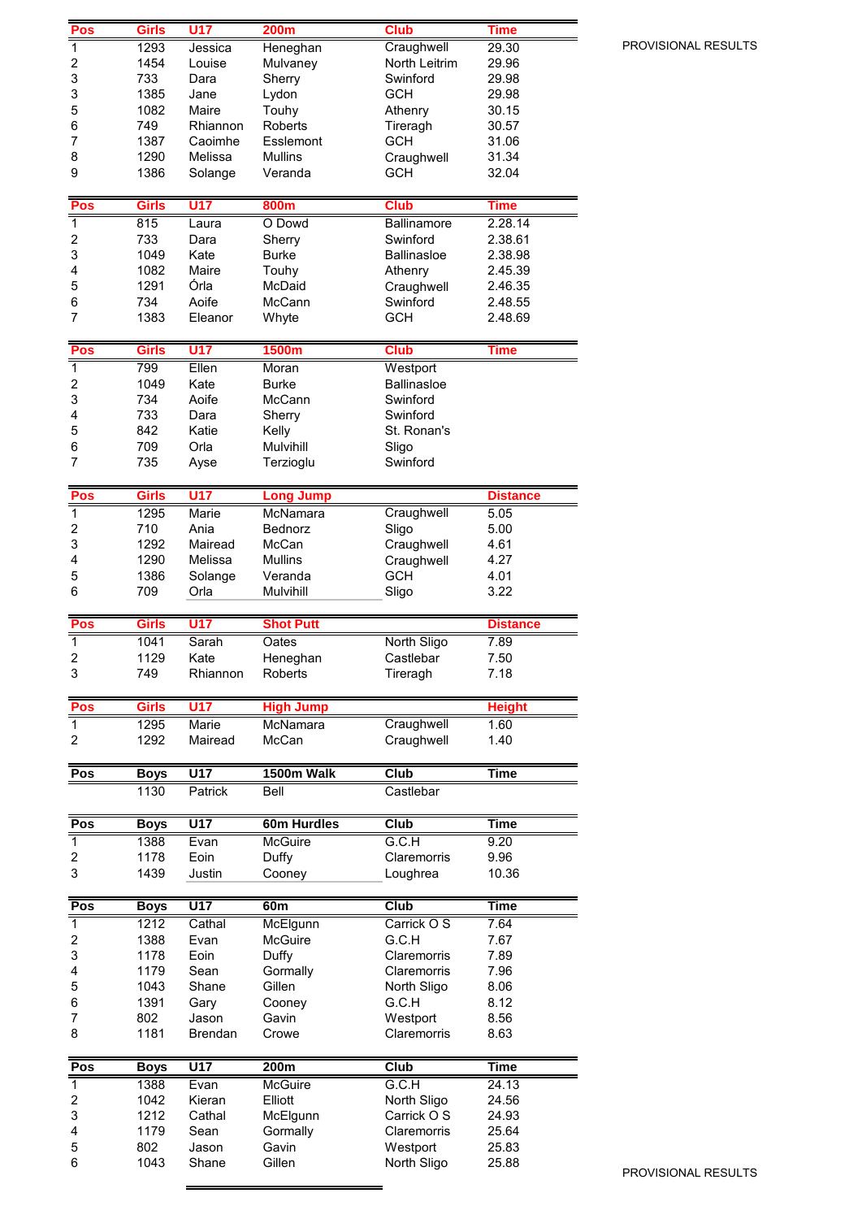PROVISIONAL RESULTS

| Pos | Girls | U17 | 200m | Club | Time |
|---|---|---|---|---|---|
| 1 | 1293 | Jessica | Heneghan | Craughwell | 29.30 |
| 2 | 1454 | Louise | Mulvaney | North Leitrim | 29.96 |
| 3 | 733 | Dara | Sherry | Swinford | 29.98 |
| 3 | 1385 | Jane | Lydon | GCH | 29.98 |
| 5 | 1082 | Maire | Touhy | Athenry | 30.15 |
| 6 | 749 | Rhiannon | Roberts | Tireragh | 30.57 |
| 7 | 1387 | Caoimhe | Esslemont | GCH | 31.06 |
| 8 | 1290 | Melissa | Mullins | Craughwell | 31.34 |
| 9 | 1386 | Solange | Veranda | GCH | 32.04 |

| Pos | Girls | U17 | 800m | Club | Time |
|---|---|---|---|---|---|
| 1 | 815 | Laura | O Dowd | Ballinamore | 2.28.14 |
| 2 | 733 | Dara | Sherry | Swinford | 2.38.61 |
| 3 | 1049 | Kate | Burke | Ballinasloe | 2.38.98 |
| 4 | 1082 | Maire | Touhy | Athenry | 2.45.39 |
| 5 | 1291 | Órla | McDaid | Craughwell | 2.46.35 |
| 6 | 734 | Aoife | McCann | Swinford | 2.48.55 |
| 7 | 1383 | Eleanor | Whyte | GCH | 2.48.69 |

| Pos | Girls | U17 | 1500m | Club | Time |
|---|---|---|---|---|---|
| 1 | 799 | Ellen | Moran | Westport | |
| 2 | 1049 | Kate | Burke | Ballinasloe | |
| 3 | 734 | Aoife | McCann | Swinford | |
| 4 | 733 | Dara | Sherry | Swinford | |
| 5 | 842 | Katie | Kelly | St. Ronan's | |
| 6 | 709 | Orla | Mulvihill | Sligo | |
| 7 | 735 | Ayse | Terzioglu | Swinford | |

| Pos | Girls | U17 | Long Jump | | Distance |
|---|---|---|---|---|---|
| 1 | 1295 | Marie | McNamara | Craughwell | 5.05 |
| 2 | 710 | Ania | Bednorz | Sligo | 5.00 |
| 3 | 1292 | Mairead | McCan | Craughwell | 4.61 |
| 4 | 1290 | Melissa | Mullins | Craughwell | 4.27 |
| 5 | 1386 | Solange | Veranda | GCH | 4.01 |
| 6 | 709 | Orla | Mulvihill | Sligo | 3.22 |

| Pos | Girls | U17 | Shot Putt | | Distance |
|---|---|---|---|---|---|
| 1 | 1041 | Sarah | Oates | North Sligo | 7.89 |
| 2 | 1129 | Kate | Heneghan | Castlebar | 7.50 |
| 3 | 749 | Rhiannon | Roberts | Tireragh | 7.18 |

| Pos | Girls | U17 | High Jump | | Height |
|---|---|---|---|---|---|
| 1 | 1295 | Marie | McNamara | Craughwell | 1.60 |
| 2 | 1292 | Mairead | McCan | Craughwell | 1.40 |

| Pos | Boys | U17 | 1500m Walk | Club | Time |
|---|---|---|---|---|---|
| | 1130 | Patrick | Bell | Castlebar | |

| Pos | Boys | U17 | 60m Hurdles | Club | Time |
|---|---|---|---|---|---|
| 1 | 1388 | Evan | McGuire | G.C.H | 9.20 |
| 2 | 1178 | Eoin | Duffy | Claremorris | 9.96 |
| 3 | 1439 | Justin | Cooney | Loughrea | 10.36 |

| Pos | Boys | U17 | 60m | Club | Time |
|---|---|---|---|---|---|
| 1 | 1212 | Cathal | McElgunn | Carrick O S | 7.64 |
| 2 | 1388 | Evan | McGuire | G.C.H | 7.67 |
| 3 | 1178 | Eoin | Duffy | Claremorris | 7.89 |
| 4 | 1179 | Sean | Gormally | Claremorris | 7.96 |
| 5 | 1043 | Shane | Gillen | North Sligo | 8.06 |
| 6 | 1391 | Gary | Cooney | G.C.H | 8.12 |
| 7 | 802 | Jason | Gavin | Westport | 8.56 |
| 8 | 1181 | Brendan | Crowe | Claremorris | 8.63 |

| Pos | Boys | U17 | 200m | Club | Time |
|---|---|---|---|---|---|
| 1 | 1388 | Evan | McGuire | G.C.H | 24.13 |
| 2 | 1042 | Kieran | Elliott | North Sligo | 24.56 |
| 3 | 1212 | Cathal | McElgunn | Carrick O S | 24.93 |
| 4 | 1179 | Sean | Gormally | Claremorris | 25.64 |
| 5 | 802 | Jason | Gavin | Westport | 25.83 |
| 6 | 1043 | Shane | Gillen | North Sligo | 25.88 |

PROVISIONAL RESULTS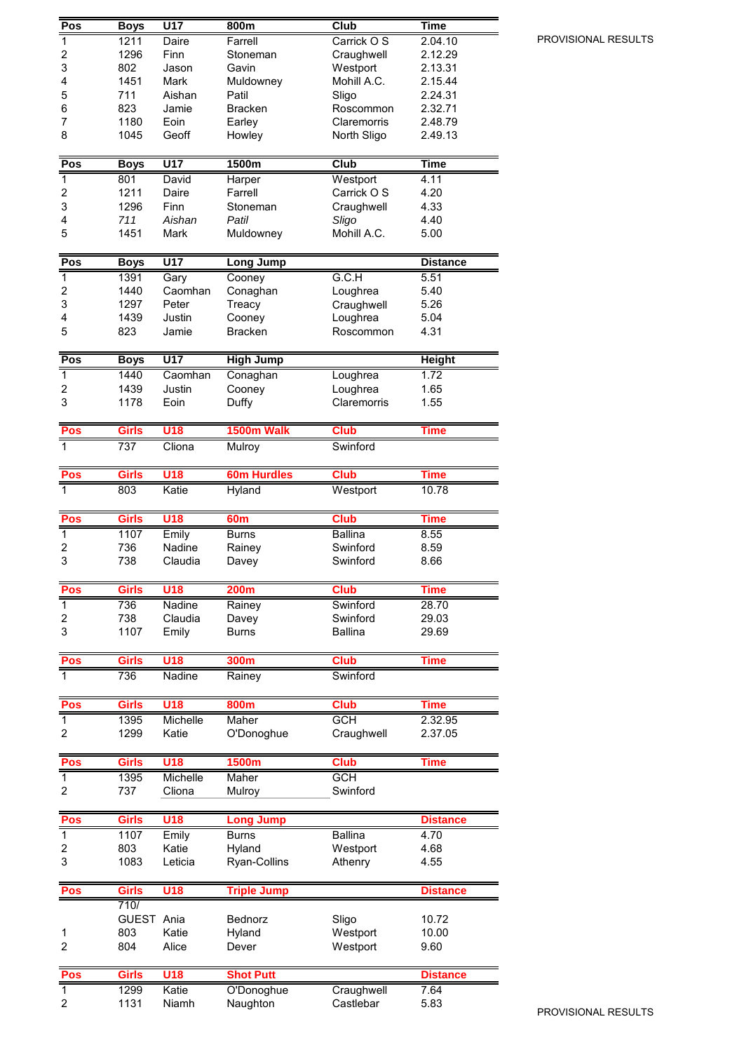PROVISIONAL RESULTS

| Pos | Boys | U17 | 800m | Club | Time |
|---|---|---|---|---|---|
| 1 | 1211 | Daire | Farrell | Carrick O S | 2.04.10 |
| 2 | 1296 | Finn | Stoneman | Craughwell | 2.12.29 |
| 3 | 802 | Jason | Gavin | Westport | 2.13.31 |
| 4 | 1451 | Mark | Muldowney | Mohill A.C. | 2.15.44 |
| 5 | 711 | Aishan | Patil | Sligo | 2.24.31 |
| 6 | 823 | Jamie | Bracken | Roscommon | 2.32.71 |
| 7 | 1180 | Eoin | Earley | Claremorris | 2.48.79 |
| 8 | 1045 | Geoff | Howley | North Sligo | 2.49.13 |

| Pos | Boys | U17 | 1500m | Club | Time |
|---|---|---|---|---|---|
| 1 | 801 | David | Harper | Westport | 4.11 |
| 2 | 1211 | Daire | Farrell | Carrick O S | 4.20 |
| 3 | 1296 | Finn | Stoneman | Craughwell | 4.33 |
| 4 | *711* | *Aishan* | *Patil* | *Sligo* | 4.40 |
| 5 | 1451 | Mark | Muldowney | Mohill A.C. | 5.00 |

| Pos | Boys | U17 | Long Jump | | Distance |
|---|---|---|---|---|---|
| 1 | 1391 | Gary | Cooney | G.C.H | 5.51 |
| 2 | 1440 | Caomhan | Conaghan | Loughrea | 5.40 |
| 3 | 1297 | Peter | Treacy | Craughwell | 5.26 |
| 4 | 1439 | Justin | Cooney | Loughrea | 5.04 |
| 5 | 823 | Jamie | Bracken | Roscommon | 4.31 |

| Pos | Boys | U17 | High Jump | | Height |
|---|---|---|---|---|---|
| 1 | 1440 | Caomhan | Conaghan | Loughrea | 1.72 |
| 2 | 1439 | Justin | Cooney | Loughrea | 1.65 |
| 3 | 1178 | Eoin | Duffy | Claremorris | 1.55 |

| Pos | Girls | U18 | 1500m Walk | Club | Time |
|---|---|---|---|---|---|
| 1 | 737 | Cliona | Mulroy | Swinford | |

| Pos | Girls | U18 | 60m Hurdles | Club | Time |
|---|---|---|---|---|---|
| 1 | 803 | Katie | Hyland | Westport | 10.78 |

| Pos | Girls | U18 | 60m | Club | Time |
|---|---|---|---|---|---|
| 1 | 1107 | Emily | Burns | Ballina | 8.55 |
| 2 | 736 | Nadine | Rainey | Swinford | 8.59 |
| 3 | 738 | Claudia | Davey | Swinford | 8.66 |

| Pos | Girls | U18 | 200m | Club | Time |
|---|---|---|---|---|---|
| 1 | 736 | Nadine | Rainey | Swinford | 28.70 |
| 2 | 738 | Claudia | Davey | Swinford | 29.03 |
| 3 | 1107 | Emily | Burns | Ballina | 29.69 |

| Pos | Girls | U18 | 300m | Club | Time |
|---|---|---|---|---|---|
| 1 | 736 | Nadine | Rainey | Swinford | |

| Pos | Girls | U18 | 800m | Club | Time |
|---|---|---|---|---|---|
| 1 | 1395 | Michelle | Maher | GCH | 2.32.95 |
| 2 | 1299 | Katie | O'Donoghue | Craughwell | 2.37.05 |

| Pos | Girls | U18 | 1500m | Club | Time |
|---|---|---|---|---|---|
| 1 | 1395 | Michelle | Maher | GCH | |
| 2 | 737 | Cliona | Mulroy | Swinford | |

| Pos | Girls | U18 | Long Jump | | Distance |
|---|---|---|---|---|---|
| 1 | 1107 | Emily | Burns | Ballina | 4.70 |
| 2 | 803 | Katie | Hyland | Westport | 4.68 |
| 3 | 1083 | Leticia | Ryan-Collins | Athenry | 4.55 |

| Pos | Girls | U18 | Triple Jump | | Distance |
|---|---|---|---|---|---|
| | 710/ GUEST | Ania | Bednorz | Sligo | 10.72 |
| 1 | 803 | Katie | Hyland | Westport | 10.00 |
| 2 | 804 | Alice | Dever | Westport | 9.60 |

| Pos | Girls | U18 | Shot Putt | | Distance |
|---|---|---|---|---|---|
| 1 | 1299 | Katie | O'Donoghue | Craughwell | 7.64 |
| 2 | 1131 | Niamh | Naughton | Castlebar | 5.83 |

PROVISIONAL RESULTS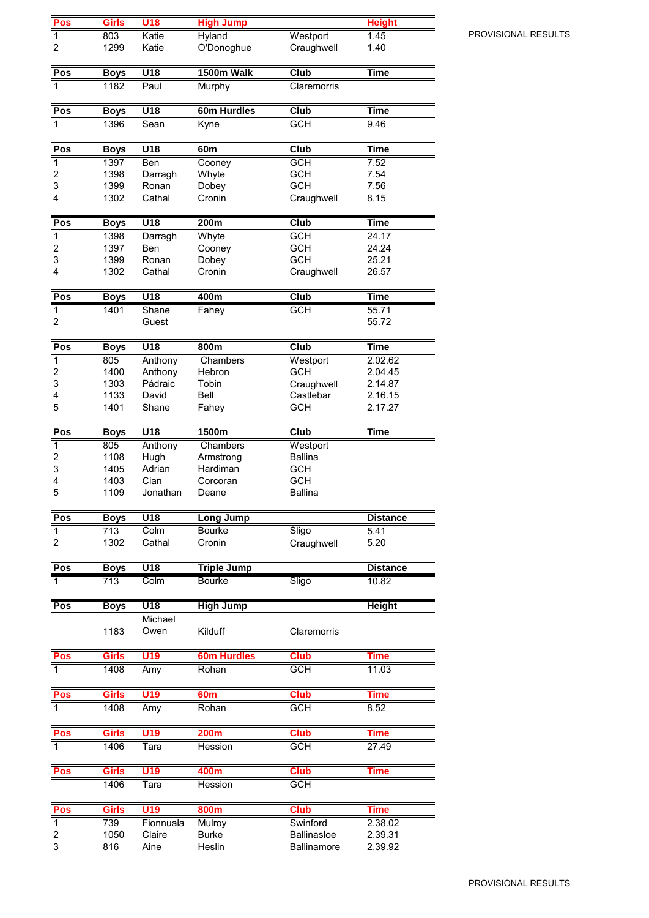PROVISIONAL RESULTS

| Pos | Girls | U18 | High Jump | | Height |
|---|---|---|---|---|---|
| 1 | 803 | Katie | Hyland | Westport | 1.45 |
| 2 | 1299 | Katie | O'Donoghue | Craughwell | 1.40 |

| Pos | Boys | U18 | 1500m Walk | Club | Time |
|---|---|---|---|---|---|
| 1 | 1182 | Paul | Murphy | Claremorris | |

| Pos | Boys | U18 | 60m Hurdles | Club | Time |
|---|---|---|---|---|---|
| 1 | 1396 | Sean | Kyne | GCH | 9.46 |

| Pos | Boys | U18 | 60m | Club | Time |
|---|---|---|---|---|---|
| 1 | 1397 | Ben | Cooney | GCH | 7.52 |
| 2 | 1398 | Darragh | Whyte | GCH | 7.54 |
| 3 | 1399 | Ronan | Dobey | GCH | 7.56 |
| 4 | 1302 | Cathal | Cronin | Craughwell | 8.15 |

| Pos | Boys | U18 | 200m | Club | Time |
|---|---|---|---|---|---|
| 1 | 1398 | Darragh | Whyte | GCH | 24.17 |
| 2 | 1397 | Ben | Cooney | GCH | 24.24 |
| 3 | 1399 | Ronan | Dobey | GCH | 25.21 |
| 4 | 1302 | Cathal | Cronin | Craughwell | 26.57 |

| Pos | Boys | U18 | 400m | Club | Time |
|---|---|---|---|---|---|
| 1 | 1401 | Shane | Fahey | GCH | 55.71 |
| 2 | | Guest | | | 55.72 |

| Pos | Boys | U18 | 800m | Club | Time |
|---|---|---|---|---|---|
| 1 | 805 | Anthony | Chambers | Westport | 2.02.62 |
| 2 | 1400 | Anthony | Hebron | GCH | 2.04.45 |
| 3 | 1303 | Pádraic | Tobin | Craughwell | 2.14.87 |
| 4 | 1133 | David | Bell | Castlebar | 2.16.15 |
| 5 | 1401 | Shane | Fahey | GCH | 2.17.27 |

| Pos | Boys | U18 | 1500m | Club | Time |
|---|---|---|---|---|---|
| 1 | 805 | Anthony | Chambers | Westport | |
| 2 | 1108 | Hugh | Armstrong | Ballina | |
| 3 | 1405 | Adrian | Hardiman | GCH | |
| 4 | 1403 | Cian | Corcoran | GCH | |
| 5 | 1109 | Jonathan | Deane | Ballina | |

| Pos | Boys | U18 | Long Jump | | Distance |
|---|---|---|---|---|---|
| 1 | 713 | Colm | Bourke | Sligo | 5.41 |
| 2 | 1302 | Cathal | Cronin | Craughwell | 5.20 |

| Pos | Boys | U18 | Triple Jump | | Distance |
|---|---|---|---|---|---|
| 1 | 713 | Colm | Bourke | Sligo | 10.82 |

| Pos | Boys | U18 | High Jump | | Height |
|---|---|---|---|---|---|
| | 1183 | Michael Owen | Kilduff | Claremorris | |

| Pos | Girls | U19 | 60m Hurdles | Club | Time |
|---|---|---|---|---|---|
| 1 | 1408 | Amy | Rohan | GCH | 11.03 |

| Pos | Girls | U19 | 60m | Club | Time |
|---|---|---|---|---|---|
| 1 | 1408 | Amy | Rohan | GCH | 8.52 |

| Pos | Girls | U19 | 200m | Club | Time |
|---|---|---|---|---|---|
| 1 | 1406 | Tara | Hession | GCH | 27.49 |

| Pos | Girls | U19 | 400m | Club | Time |
|---|---|---|---|---|---|
| | 1406 | Tara | Hession | GCH | |

| Pos | Girls | U19 | 800m | Club | Time |
|---|---|---|---|---|---|
| 1 | 739 | Fionnuala | Mulroy | Swinford | 2.38.02 |
| 2 | 1050 | Claire | Burke | Ballinasloe | 2.39.31 |
| 3 | 816 | Aine | Heslin | Ballinamore | 2.39.92 |

PROVISIONAL RESULTS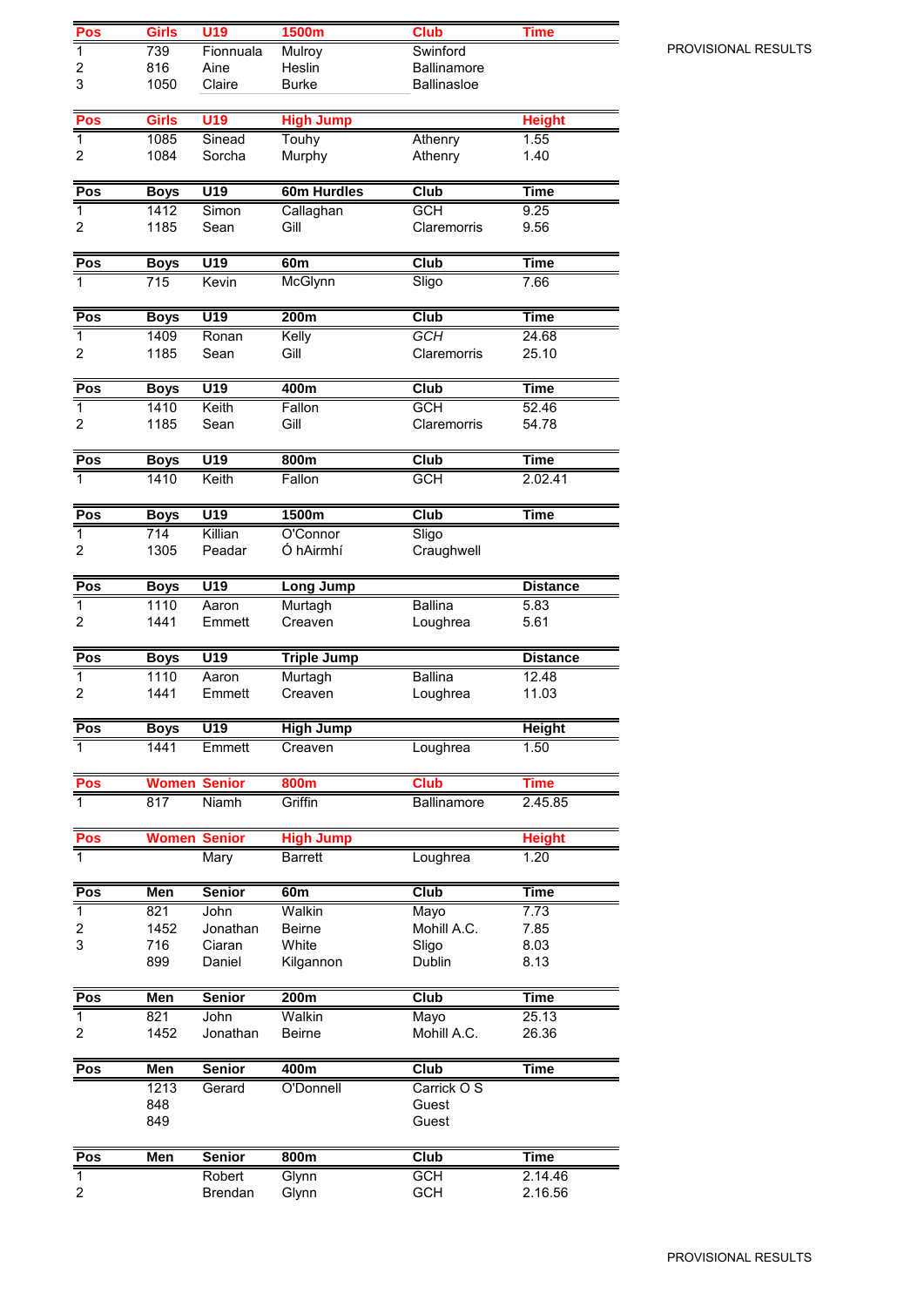PROVISIONAL RESULTS

| Pos | Girls | U19 | 1500m | Club | Time |
|---|---|---|---|---|---|
| 1 | 739 | Fionnuala | Mulroy | Swinford | |
| 2 | 816 | Aine | Heslin | Ballinamore | |
| 3 | 1050 | Claire | Burke | Ballinasloe | |

| Pos | Girls | U19 | High Jump | | Height |
|---|---|---|---|---|---|
| 1 | 1085 | Sinead | Touhy | Athenry | 1.55 |
| 2 | 1084 | Sorcha | Murphy | Athenry | 1.40 |

| Pos | Boys | U19 | 60m Hurdles | Club | Time |
|---|---|---|---|---|---|
| 1 | 1412 | Simon | Callaghan | GCH | 9.25 |
| 2 | 1185 | Sean | Gill | Claremorris | 9.56 |

| Pos | Boys | U19 | 60m | Club | Time |
|---|---|---|---|---|---|
| 1 | 715 | Kevin | McGlynn | Sligo | 7.66 |

| Pos | Boys | U19 | 200m | Club | Time |
|---|---|---|---|---|---|
| 1 | 1409 | Ronan | Kelly | *GCH* | 24.68 |
| 2 | 1185 | Sean | Gill | Claremorris | 25.10 |

| Pos | Boys | U19 | 400m | Club | Time |
|---|---|---|---|---|---|
| 1 | 1410 | Keith | Fallon | GCH | 52.46 |
| 2 | 1185 | Sean | Gill | Claremorris | 54.78 |

| Pos | Boys | U19 | 800m | Club | Time |
|---|---|---|---|---|---|
| 1 | 1410 | Keith | Fallon | GCH | 2.02.41 |

| Pos | Boys | U19 | 1500m | Club | Time |
|---|---|---|---|---|---|
| 1 | 714 | Killian | O'Connor | Sligo | |
| 2 | 1305 | Peadar | Ó hAirmhí | Craughwell | |

| Pos | Boys | U19 | Long Jump | | Distance |
|---|---|---|---|---|---|
| 1 | 1110 | Aaron | Murtagh | Ballina | 5.83 |
| 2 | 1441 | Emmett | Creaven | Loughrea | 5.61 |

| Pos | Boys | U19 | Triple Jump | | Distance |
|---|---|---|---|---|---|
| 1 | 1110 | Aaron | Murtagh | Ballina | 12.48 |
| 2 | 1441 | Emmett | Creaven | Loughrea | 11.03 |

| Pos | Boys | U19 | High Jump | | Height |
|---|---|---|---|---|---|
| 1 | 1441 | Emmett | Creaven | Loughrea | 1.50 |

| Pos | Women | Senior | 800m | Club | Time |
|---|---|---|---|---|---|
| 1 | 817 | Niamh | Griffin | Ballinamore | 2.45.85 |

| Pos | Women | Senior | High Jump | | Height |
|---|---|---|---|---|---|
| 1 | | Mary | Barrett | Loughrea | 1.20 |

| Pos | Men | Senior | 60m | Club | Time |
|---|---|---|---|---|---|
| 1 | 821 | John | Walkin | Mayo | 7.73 |
| 2 | 1452 | Jonathan | Beirne | Mohill A.C. | 7.85 |
| 3 | 716 | Ciaran | White | Sligo | 8.03 |
| | 899 | Daniel | Kilgannon | Dublin | 8.13 |

| Pos | Men | Senior | 200m | Club | Time |
|---|---|---|---|---|---|
| 1 | 821 | John | Walkin | Mayo | 25.13 |
| 2 | 1452 | Jonathan | Beirne | Mohill A.C. | 26.36 |

| Pos | Men | Senior | 400m | Club | Time |
|---|---|---|---|---|---|
| | 1213 | Gerard | O'Donnell | Carrick O S | |
| | 848 | | | Guest | |
| | 849 | | | Guest | |

| Pos | Men | Senior | 800m | Club | Time |
|---|---|---|---|---|---|
| 1 | | Robert | Glynn | GCH | 2.14.46 |
| 2 | | Brendan | Glynn | GCH | 2.16.56 |

PROVISIONAL RESULTS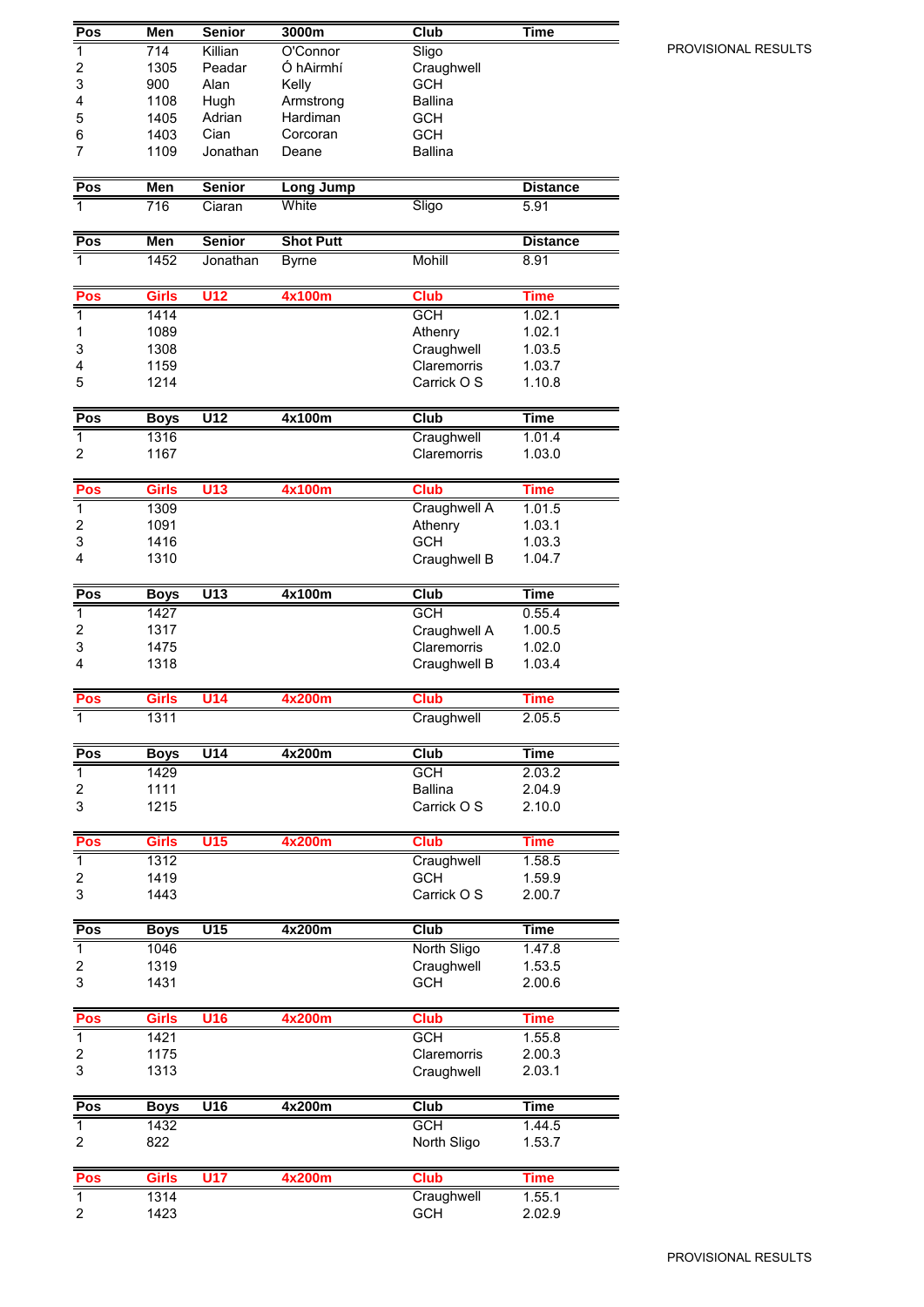PROVISIONAL RESULTS

| Pos | Men | Senior | 3000m | Club | Time |
|---|---|---|---|---|---|
| 1 | 714 | Killian | O'Connor | Sligo | |
| 2 | 1305 | Peadar | Ó hAirmhí | Craughwell | |
| 3 | 900 | Alan | Kelly | GCH | |
| 4 | 1108 | Hugh | Armstrong | Ballina | |
| 5 | 1405 | Adrian | Hardiman | GCH | |
| 6 | 1403 | Cian | Corcoran | GCH | |
| 7 | 1109 | Jonathan | Deane | Ballina | |

| Pos | Men | Senior | Long Jump | | Distance |
|---|---|---|---|---|---|
| 1 | 716 | Ciaran | White | Sligo | 5.91 |

| Pos | Men | Senior | Shot Putt | | Distance |
|---|---|---|---|---|---|
| 1 | 1452 | Jonathan | Byrne | Mohill | 8.91 |

| Pos | Girls | U12 | 4x100m | Club | Time |
|---|---|---|---|---|---|
| 1 | 1414 | | | GCH | 1.02.1 |
| 1 | 1089 | | | Athenry | 1.02.1 |
| 3 | 1308 | | | Craughwell | 1.03.5 |
| 4 | 1159 | | | Claremorris | 1.03.7 |
| 5 | 1214 | | | Carrick O S | 1.10.8 |

| Pos | Boys | U12 | 4x100m | Club | Time |
|---|---|---|---|---|---|
| 1 | 1316 | | | Craughwell | 1.01.4 |
| 2 | 1167 | | | Claremorris | 1.03.0 |

| Pos | Girls | U13 | 4x100m | Club | Time |
|---|---|---|---|---|---|
| 1 | 1309 | | | Craughwell A | 1.01.5 |
| 2 | 1091 | | | Athenry | 1.03.1 |
| 3 | 1416 | | | GCH | 1.03.3 |
| 4 | 1310 | | | Craughwell B | 1.04.7 |

| Pos | Boys | U13 | 4x100m | Club | Time |
|---|---|---|---|---|---|
| 1 | 1427 | | | GCH | 0.55.4 |
| 2 | 1317 | | | Craughwell A | 1.00.5 |
| 3 | 1475 | | | Claremorris | 1.02.0 |
| 4 | 1318 | | | Craughwell B | 1.03.4 |

| Pos | Girls | U14 | 4x200m | Club | Time |
|---|---|---|---|---|---|
| 1 | 1311 | | | Craughwell | 2.05.5 |

| Pos | Boys | U14 | 4x200m | Club | Time |
|---|---|---|---|---|---|
| 1 | 1429 | | | GCH | 2.03.2 |
| 2 | 1111 | | | Ballina | 2.04.9 |
| 3 | 1215 | | | Carrick O S | 2.10.0 |

| Pos | Girls | U15 | 4x200m | Club | Time |
|---|---|---|---|---|---|
| 1 | 1312 | | | Craughwell | 1.58.5 |
| 2 | 1419 | | | GCH | 1.59.9 |
| 3 | 1443 | | | Carrick O S | 2.00.7 |

| Pos | Boys | U15 | 4x200m | Club | Time |
|---|---|---|---|---|---|
| 1 | 1046 | | | North Sligo | 1.47.8 |
| 2 | 1319 | | | Craughwell | 1.53.5 |
| 3 | 1431 | | | GCH | 2.00.6 |

| Pos | Girls | U16 | 4x200m | Club | Time |
|---|---|---|---|---|---|
| 1 | 1421 | | | GCH | 1.55.8 |
| 2 | 1175 | | | Claremorris | 2.00.3 |
| 3 | 1313 | | | Craughwell | 2.03.1 |

| Pos | Boys | U16 | 4x200m | Club | Time |
|---|---|---|---|---|---|
| 1 | 1432 | | | GCH | 1.44.5 |
| 2 | 822 | | | North Sligo | 1.53.7 |

| Pos | Girls | U17 | 4x200m | Club | Time |
|---|---|---|---|---|---|
| 1 | 1314 | | | Craughwell | 1.55.1 |
| 2 | 1423 | | | GCH | 2.02.9 |

PROVISIONAL RESULTS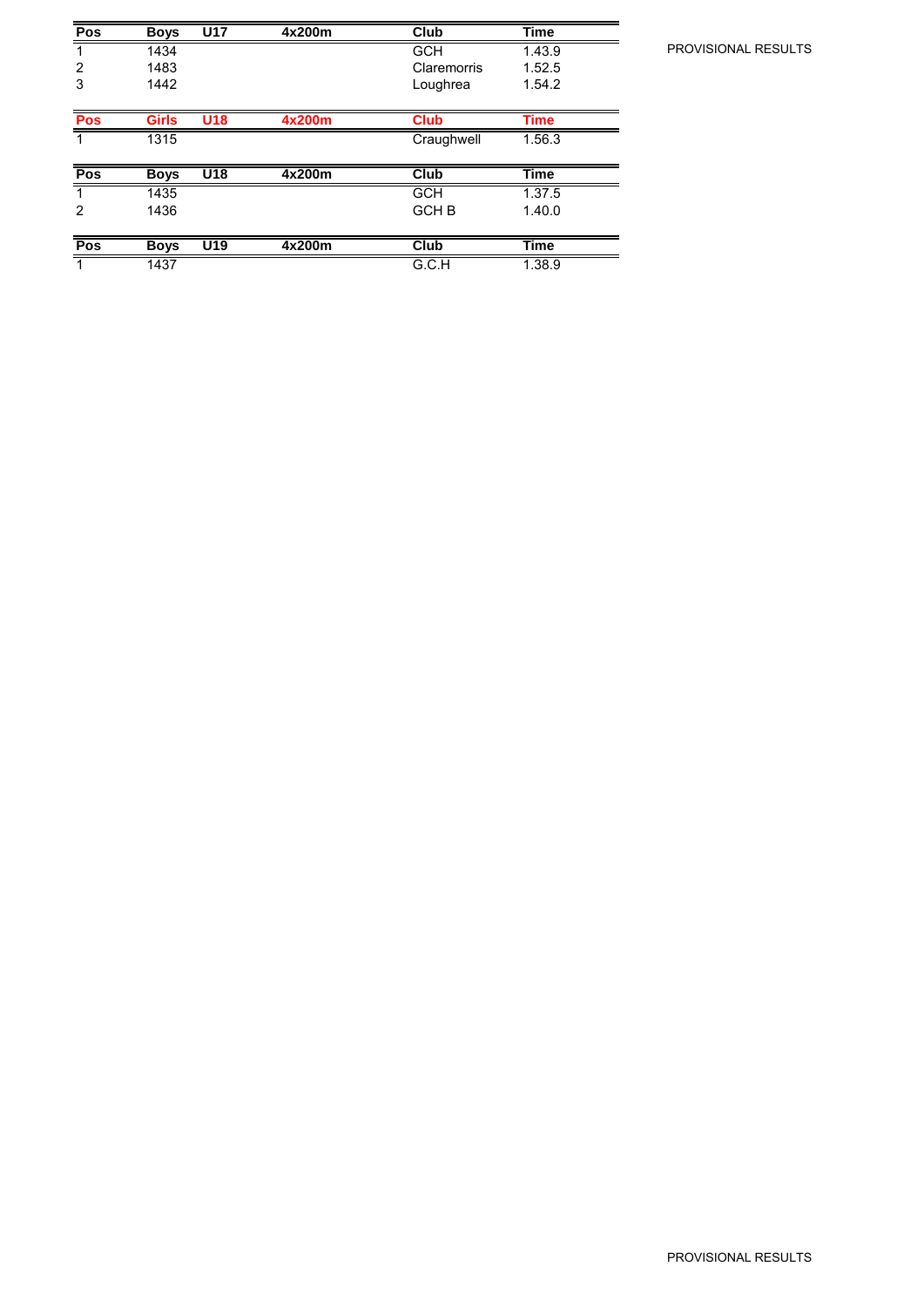PROVISIONAL RESULTS

| Pos | Boys | U17 | 4x200m | Club | Time |
|---|---|---|---|---|---|
| 1 | 1434 | | | GCH | 1.43.9 |
| 2 | 1483 | | | Claremorris | 1.52.5 |
| 3 | 1442 | | | Loughrea | 1.54.2 |

| Pos | Girls | U18 | 4x200m | Club | Time |
|---|---|---|---|---|---|
| 1 | 1315 | | | Craughwell | 1.56.3 |

| Pos | Boys | U18 | 4x200m | Club | Time |
|---|---|---|---|---|---|
| 1 | 1435 | | | GCH | 1.37.5 |
| 2 | 1436 | | | GCH B | 1.40.0 |

| Pos | Boys | U19 | 4x200m | Club | Time |
|---|---|---|---|---|---|
| 1 | 1437 | | | G.C.H | 1.38.9 |

PROVISIONAL RESULTS